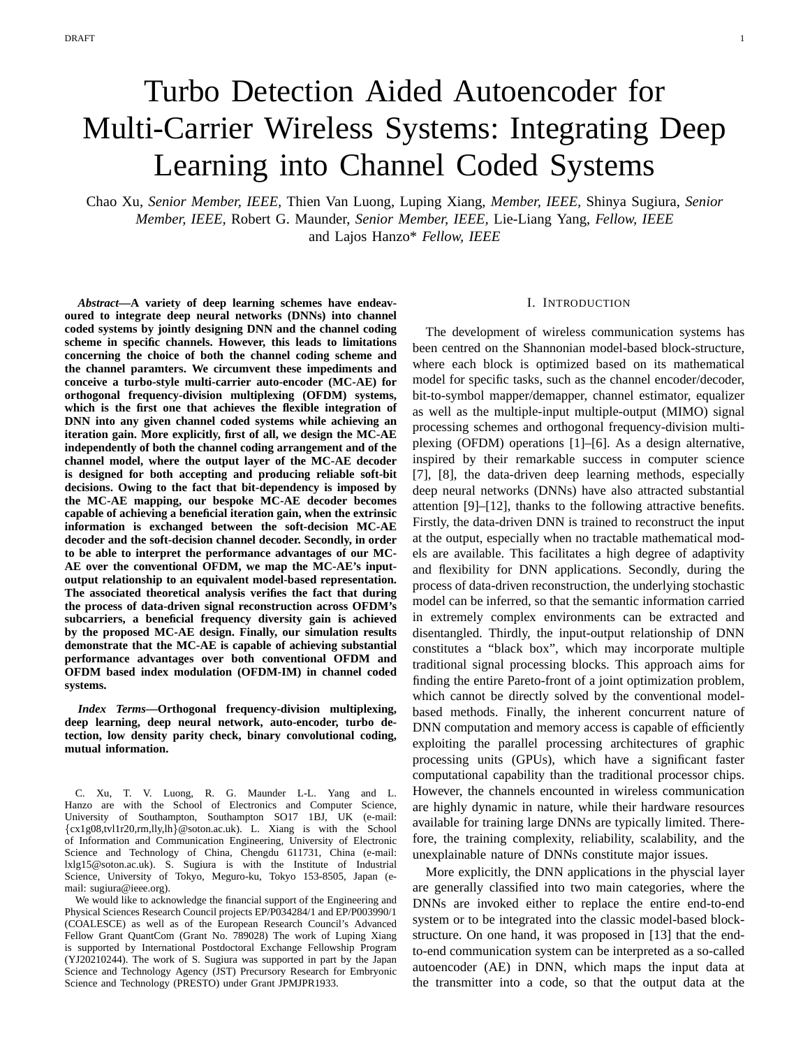# Turbo Detection Aided Autoencoder for Multi-Carrier Wireless Systems: Integrating Deep Learning into Channel Coded Systems

Chao Xu, *Senior Member, IEEE,* Thien Van Luong, Luping Xiang, *Member, IEEE,* Shinya Sugiura, *Senior Member, IEEE,* Robert G. Maunder, *Senior Member, IEEE,* Lie-Liang Yang, *Fellow, IEEE* and Lajos Hanzo* *Fellow, IEEE*

***Abstract*—A variety of deep learning schemes have endeavoured to integrate deep neural networks (DNNs) into channel coded systems by jointly designing DNN and the channel coding scheme in specific channels. However, this leads to limitations concerning the choice of both the channel coding scheme and the channel paramters. We circumvent these impediments and conceive a turbo-style multi-carrier auto-encoder (MC-AE) for orthogonal frequency-division multiplexing (OFDM) systems, which is the first one that achieves the flexible integration of DNN into any given channel coded systems while achieving an iteration gain. More explicitly, first of all, we design the MC-AE independently of both the channel coding arrangement and of the channel model, where the output layer of the MC-AE decoder is designed for both accepting and producing reliable soft-bit decisions. Owing to the fact that bit-dependency is imposed by the MC-AE mapping, our bespoke MC-AE decoder becomes capable of achieving a beneficial iteration gain, when the extrinsic information is exchanged between the soft-decision MC-AE decoder and the soft-decision channel decoder. Secondly, in order to be able to interpret the performance advantages of our MC-AE over the conventional OFDM, we map the MC-AE's input-output relationship to an equivalent model-based representation. The associated theoretical analysis verifies the fact that during the process of data-driven signal reconstruction across OFDM's subcarriers, a beneficial frequency diversity gain is achieved by the proposed MC-AE design. Finally, our simulation results demonstrate that the MC-AE is capable of achieving substantial performance advantages over both conventional OFDM and OFDM based index modulation (OFDM-IM) in channel coded systems.**

***Index Terms*—Orthogonal frequency-division multiplexing, deep learning, deep neural network, auto-encoder, turbo detection, low density parity check, binary convolutional coding, mutual information.**

C. Xu, T. V. Luong, R. G. Maunder L-L. Yang and L. Hanzo are with the School of Electronics and Computer Science, University of Southampton, Southampton SO17 1BJ, UK (e-mail: {cx1g08,tvl1r20,rm,lly,lh}@soton.ac.uk). L. Xiang is with the School of Information and Communication Engineering, University of Electronic Science and Technology of China, Chengdu 611731, China (e-mail: lxlg15@soton.ac.uk). S. Sugiura is with the Institute of Industrial Science, University of Tokyo, Meguro-ku, Tokyo 153-8505, Japan (e-mail: sugiura@ieee.org).

We would like to acknowledge the financial support of the Engineering and Physical Sciences Research Council projects EP/P034284/1 and EP/P003990/1 (COALESCE) as well as of the European Research Council's Advanced Fellow Grant QuantCom (Grant No. 789028) The work of Luping Xiang is supported by International Postdoctoral Exchange Fellowship Program (YJ20210244). The work of S. Sugiura was supported in part by the Japan Science and Technology Agency (JST) Precursory Research for Embryonic Science and Technology (PRESTO) under Grant JPMJPR1933.

## I. Introduction

The development of wireless communication systems has been centred on the Shannonian model-based block-structure, where each block is optimized based on its mathematical model for specific tasks, such as the channel encoder/decoder, bit-to-symbol mapper/demapper, channel estimator, equalizer as well as the multiple-input multiple-output (MIMO) signal processing schemes and orthogonal frequency-division multiplexing (OFDM) operations [1]–[6]. As a design alternative, inspired by their remarkable success in computer science [7], [8], the data-driven deep learning methods, especially deep neural networks (DNNs) have also attracted substantial attention [9]–[12], thanks to the following attractive benefits. Firstly, the data-driven DNN is trained to reconstruct the input at the output, especially when no tractable mathematical models are available. This facilitates a high degree of adaptivity and flexibility for DNN applications. Secondly, during the process of data-driven reconstruction, the underlying stochastic model can be inferred, so that the semantic information carried in extremely complex environments can be extracted and disentangled. Thirdly, the input-output relationship of DNN constitutes a "black box", which may incorporate multiple traditional signal processing blocks. This approach aims for finding the entire Pareto-front of a joint optimization problem, which cannot be directly solved by the conventional model-based methods. Finally, the inherent concurrent nature of DNN computation and memory access is capable of efficiently exploiting the parallel processing architectures of graphic processing units (GPUs), which have a significant faster computational capability than the traditional processor chips. However, the channels encounted in wireless communication are highly dynamic in nature, while their hardware resources available for training large DNNs are typically limited. Therefore, the training complexity, reliability, scalability, and the unexplainable nature of DNNs constitute major issues.

More explicitly, the DNN applications in the physcial layer are generally classified into two main categories, where the DNNs are invoked either to replace the entire end-to-end system or to be integrated into the classic model-based block-structure. On one hand, it was proposed in [13] that the end-to-end communication system can be interpreted as a so-called autoencoder (AE) in DNN, which maps the input data at the transmitter into a code, so that the output data at the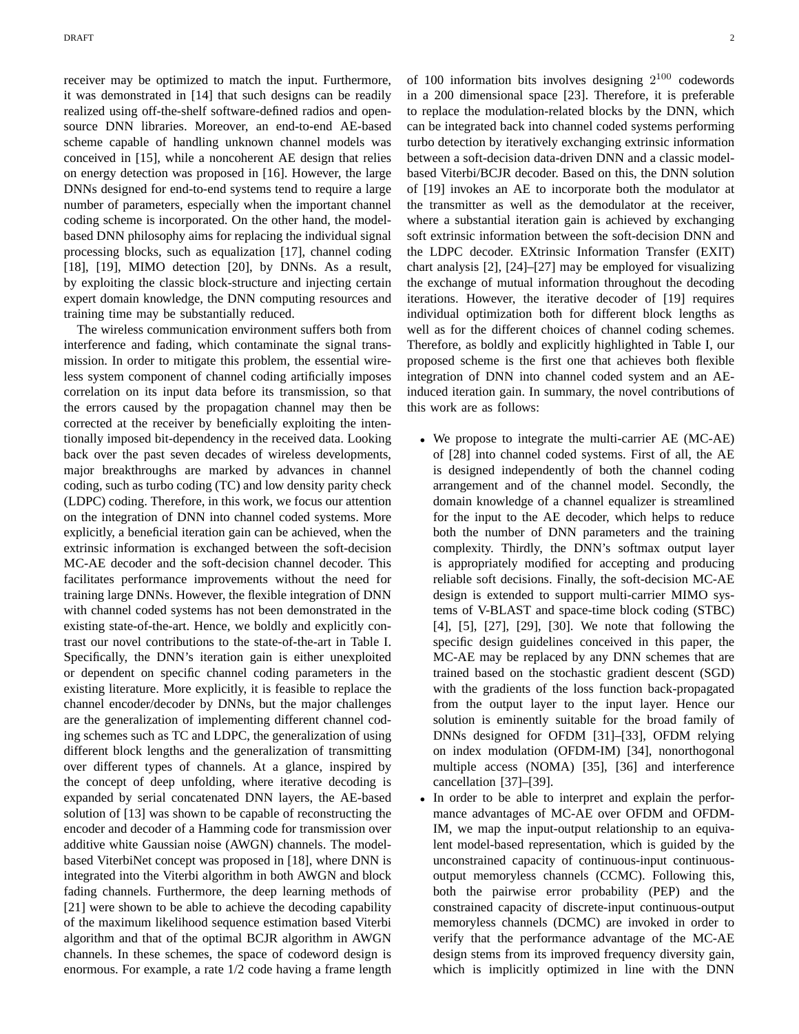receiver may be optimized to match the input. Furthermore, it was demonstrated in [14] that such designs can be readily realized using off-the-shelf software-defined radios and open-source DNN libraries. Moreover, an end-to-end AE-based scheme capable of handling unknown channel models was conceived in [15], while a noncoherent AE design that relies on energy detection was proposed in [16]. However, the large DNNs designed for end-to-end systems tend to require a large number of parameters, especially when the important channel coding scheme is incorporated. On the other hand, the model-based DNN philosophy aims for replacing the individual signal processing blocks, such as equalization [17], channel coding [18], [19], MIMO detection [20], by DNNs. As a result, by exploiting the classic block-structure and injecting certain expert domain knowledge, the DNN computing resources and training time may be substantially reduced.

The wireless communication environment suffers both from interference and fading, which contaminate the signal transmission. In order to mitigate this problem, the essential wireless system component of channel coding artificially imposes correlation on its input data before its transmission, so that the errors caused by the propagation channel may then be corrected at the receiver by beneficially exploiting the intentionally imposed bit-dependency in the received data. Looking back over the past seven decades of wireless developments, major breakthroughs are marked by advances in channel coding, such as turbo coding (TC) and low density parity check (LDPC) coding. Therefore, in this work, we focus our attention on the integration of DNN into channel coded systems. More explicitly, a beneficial iteration gain can be achieved, when the extrinsic information is exchanged between the soft-decision MC-AE decoder and the soft-decision channel decoder. This facilitates performance improvements without the need for training large DNNs. However, the flexible integration of DNN with channel coded systems has not been demonstrated in the existing state-of-the-art. Hence, we boldly and explicitly contrast our novel contributions to the state-of-the-art in Table I. Specifically, the DNN's iteration gain is either unexploited or dependent on specific channel coding parameters in the existing literature. More explicitly, it is feasible to replace the channel encoder/decoder by DNNs, but the major challenges are the generalization of implementing different channel coding schemes such as TC and LDPC, the generalization of using different block lengths and the generalization of transmitting over different types of channels. At a glance, inspired by the concept of deep unfolding, where iterative decoding is expanded by serial concatenated DNN layers, the AE-based solution of [13] was shown to be capable of reconstructing the encoder and decoder of a Hamming code for transmission over additive white Gaussian noise (AWGN) channels. The model-based ViterbiNet concept was proposed in [18], where DNN is integrated into the Viterbi algorithm in both AWGN and block fading channels. Furthermore, the deep learning methods of [21] were shown to be able to achieve the decoding capability of the maximum likelihood sequence estimation based Viterbi algorithm and that of the optimal BCJR algorithm in AWGN channels. In these schemes, the space of codeword design is enormous. For example, a rate 1/2 code having a frame length of 100 information bits involves designing $2^{100}$ codewords in a 200 dimensional space [23]. Therefore, it is preferable to replace the modulation-related blocks by the DNN, which can be integrated back into channel coded systems performing turbo detection by iteratively exchanging extrinsic information between a soft-decision data-driven DNN and a classic model-based Viterbi/BCJR decoder. Based on this, the DNN solution of [19] invokes an AE to incorporate both the modulator at the transmitter as well as the demodulator at the receiver, where a substantial iteration gain is achieved by exchanging soft extrinsic information between the soft-decision DNN and the LDPC decoder. EXtrinsic Information Transfer (EXIT) chart analysis [2], [24]–[27] may be employed for visualizing the exchange of mutual information throughout the decoding iterations. However, the iterative decoder of [19] requires individual optimization both for different block lengths as well as for the different choices of channel coding schemes. Therefore, as boldly and explicitly highlighted in Table I, our proposed scheme is the first one that achieves both flexible integration of DNN into channel coded system and an AE-induced iteration gain. In summary, the novel contributions of this work are as follows:

- We propose to integrate the multi-carrier AE (MC-AE) of [28] into channel coded systems. First of all, the AE is designed independently of both the channel coding arrangement and of the channel model. Secondly, the domain knowledge of a channel equalizer is streamlined for the input to the AE decoder, which helps to reduce both the number of DNN parameters and the training complexity. Thirdly, the DNN's softmax output layer is appropriately modified for accepting and producing reliable soft decisions. Finally, the soft-decision MC-AE design is extended to support multi-carrier MIMO systems of V-BLAST and space-time block coding (STBC) [4], [5], [27], [29], [30]. We note that following the specific design guidelines conceived in this paper, the MC-AE may be replaced by any DNN schemes that are trained based on the stochastic gradient descent (SGD) with the gradients of the loss function back-propagated from the output layer to the input layer. Hence our solution is eminently suitable for the broad family of DNNs designed for OFDM [31]–[33], OFDM relying on index modulation (OFDM-IM) [34], nonorthogonal multiple access (NOMA) [35], [36] and interference cancellation [37]–[39].
- In order to be able to interpret and explain the performance advantages of MC-AE over OFDM and OFDM-IM, we map the input-output relationship to an equivalent model-based representation, which is guided by the unconstrained capacity of continuous-input continuous-output memoryless channels (CCMC). Following this, both the pairwise error probability (PEP) and the constrained capacity of discrete-input continuous-output memoryless channels (DCMC) are invoked in order to verify that the performance advantage of the MC-AE design stems from its improved frequency diversity gain, which is implicitly optimized in line with the DNN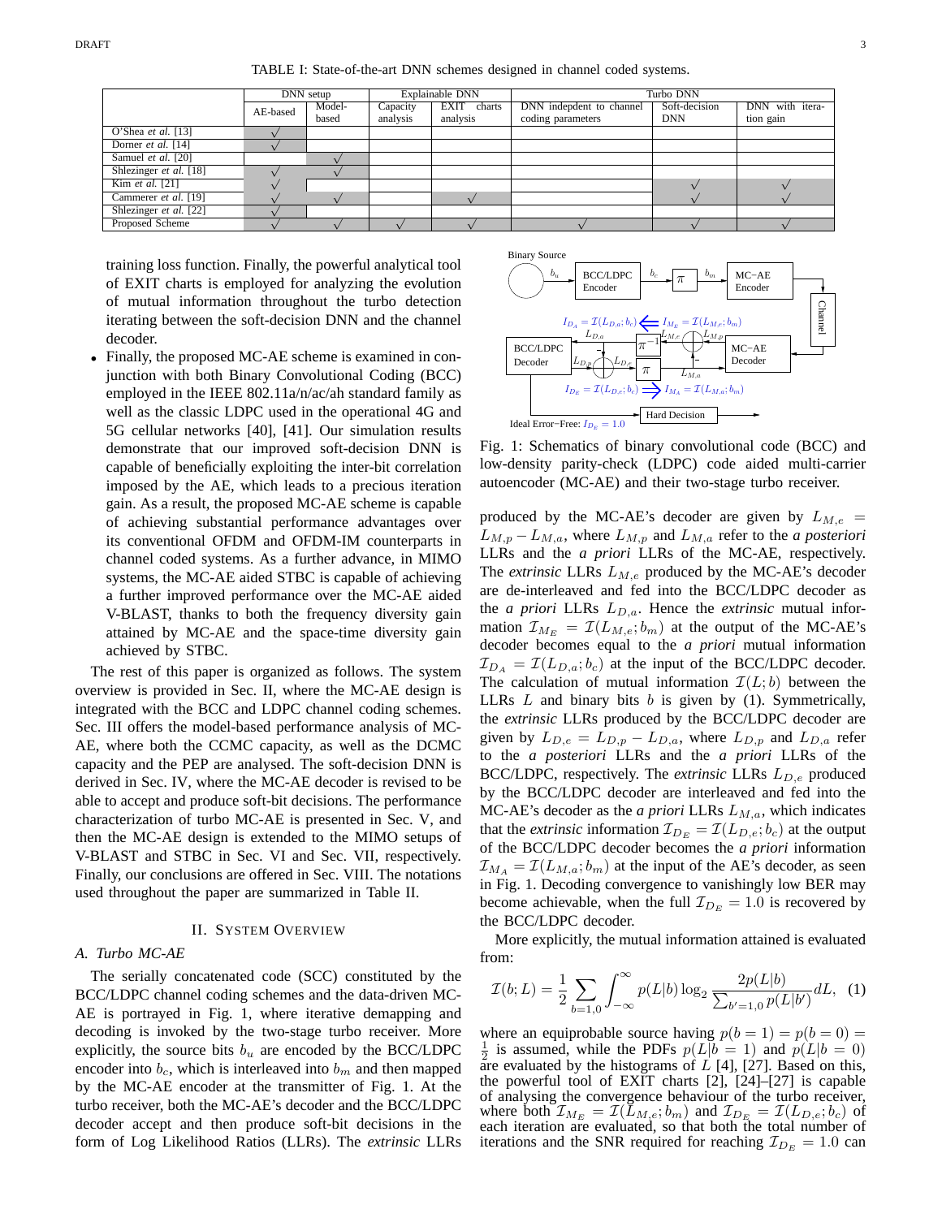TABLE I: State-of-the-art DNN schemes designed in channel coded systems.

| | DNN setup | | Explainable DNN | | Turbo DNN | | |
|---|---|---|---|---|---|---|---|
| | AE-based | Model-based | Capacity analysis | EXIT charts analysis | DNN indepdent to channel coding parameters | Soft-decision DNN | DNN with iteration gain |
| O'Shea *et al.* [13] | √ | | | | | | |
| Dorner *et al.* [14] | √ | | | | | | |
| Samuel *et al.* [20] | | √ | | | | | |
| Shlezinger *et al.* [18] | √ | √ | | | | | |
| Kim *et al.* [21] | √ | | | | | √ | √ |
| Cammerer *et al.* [19] | √ | √ | | √ | | √ | √ |
| Shlezinger *et al.* [22] | √ | | | | | | |
| Proposed Scheme | √ | √ | √ | √ | √ | √ | √ |

training loss function. Finally, the powerful analytical tool of EXIT charts is employed for analyzing the evolution of mutual information throughout the turbo detection iterating between the soft-decision DNN and the channel decoder.

- Finally, the proposed MC-AE scheme is examined in conjunction with both Binary Convolutional Coding (BCC) employed in the IEEE 802.11a/n/ac/ah standard family as well as the classic LDPC used in the operational 4G and 5G cellular networks [40], [41]. Our simulation results demonstrate that our improved soft-decision DNN is capable of beneficially exploiting the inter-bit correlation imposed by the AE, which leads to a precious iteration gain. As a result, the proposed MC-AE scheme is capable of achieving substantial performance advantages over its conventional OFDM and OFDM-IM counterparts in channel coded systems. As a further advance, in MIMO systems, the MC-AE aided STBC is capable of achieving a further improved performance over the MC-AE aided V-BLAST, thanks to both the frequency diversity gain attained by MC-AE and the space-time diversity gain achieved by STBC.

The rest of this paper is organized as follows. The system overview is provided in Sec. II, where the MC-AE design is integrated with the BCC and LDPC channel coding schemes. Sec. III offers the model-based performance analysis of MC-AE, where both the CCMC capacity, as well as the DCMC capacity and the PEP are analysed. The soft-decision DNN is derived in Sec. IV, where the MC-AE decoder is revised to be able to accept and produce soft-bit decisions. The performance characterization of turbo MC-AE is presented in Sec. V, and then the MC-AE design is extended to the MIMO setups of V-BLAST and STBC in Sec. VI and Sec. VII, respectively. Finally, our conclusions are offered in Sec. VIII. The notations used throughout the paper are summarized in Table II.

## II. System Overview

### A. Turbo MC-AE

The serially concatenated code (SCC) constituted by the BCC/LDPC channel coding schemes and the data-driven MC-AE is portrayed in Fig. 1, where iterative demapping and decoding is invoked by the two-stage turbo receiver. More explicitly, the source bits $b_u$ are encoded by the BCC/LDPC encoder into $b_c$, which is interleaved into $b_m$ and then mapped by the MC-AE encoder at the transmitter of Fig. 1. At the turbo receiver, both the MC-AE's decoder and the BCC/LDPC decoder accept and then produce soft-bit decisions in the form of Log Likelihood Ratios (LLRs). The *extrinsic* LLRs produced by the MC-AE's decoder are given by $L_{M,e} = L_{M,p} - L_{M,a}$, where $L_{M,p}$ and $L_{M,a}$ refer to the *a posteriori* LLRs and the *a priori* LLRs of the MC-AE, respectively. The *extrinsic* LLRs $L_{M,e}$ produced by the MC-AE's decoder are de-interleaved and fed into the BCC/LDPC decoder as the *a priori* LLRs $L_{D,a}$. Hence the *extrinsic* mutual information $\mathcal{I}_{M_E} = \mathcal{I}(L_{M,e}; b_m)$ at the output of the MC-AE's decoder becomes equal to the *a priori* mutual information $\mathcal{I}_{D_A} = \mathcal{I}(L_{D,a}; b_c)$ at the input of the BCC/LDPC decoder. The calculation of mutual information $\mathcal{I}(L; b)$ between the LLRs $L$ and binary bits $b$ is given by (1). Symmetrically, the *extrinsic* LLRs produced by the BCC/LDPC decoder are given by $L_{D,e} = L_{D,p} - L_{D,a}$, where $L_{D,p}$ and $L_{D,a}$ refer to the *a posteriori* LLRs and the *a priori* LLRs of the BCC/LDPC, respectively. The *extrinsic* LLRs $L_{D,e}$ produced by the BCC/LDPC decoder are interleaved and fed into the MC-AE's decoder as the *a priori* LLRs $L_{M,a}$, which indicates that the *extrinsic* information $\mathcal{I}_{D_E} = \mathcal{I}(L_{D,e}; b_c)$ at the output of the BCC/LDPC decoder becomes the *a priori* information $\mathcal{I}_{M_A} = \mathcal{I}(L_{M,a}; b_m)$ at the input of the AE's decoder, as seen in Fig. 1. Decoding convergence to vanishingly low BER may become achievable, when the full $\mathcal{I}_{D_E} = 1.0$ is recovered by the BCC/LDPC decoder.

Fig. 1: Schematics of binary convolutional code (BCC) and low-density parity-check (LDPC) code aided multi-carrier autoencoder (MC-AE) and their two-stage turbo receiver.

More explicitly, the mutual information attained is evaluated from:

$$\mathcal{I}(b; L) = \frac{1}{2} \sum_{b=1,0} \int_{-\infty}^{\infty} p(L|b) \log_2 \frac{2p(L|b)}{\sum_{b'=1,0} p(L|b')} dL, \quad (1)$$

where an equiprobable source having $p(b = 1) = p(b = 0) = \frac{1}{2}$ is assumed, while the PDFs $p(L|b = 1)$ and $p(L|b = 0)$ are evaluated by the histograms of $L$ [4], [27]. Based on this, the powerful tool of EXIT charts [2], [24]–[27] is capable of analysing the convergence behaviour of the turbo receiver, where both $\mathcal{I}_{M_E} = \mathcal{I}(L_{M,e}; b_m)$ and $\mathcal{I}_{D_E} = \mathcal{I}(L_{D,e}; b_c)$ of each iteration are evaluated, so that both the total number of iterations and the SNR required for reaching $\mathcal{I}_{D_E} = 1.0$ can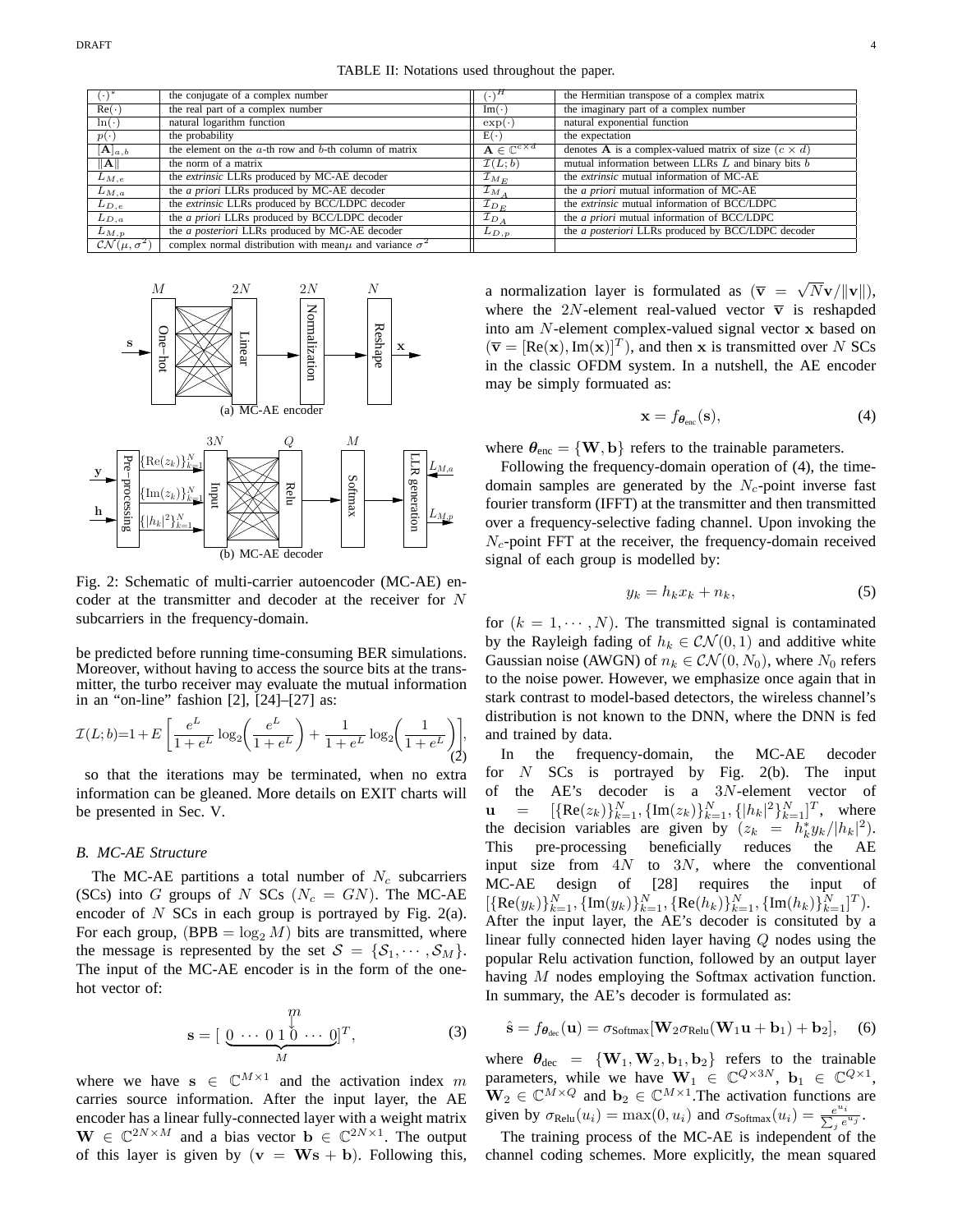TABLE II: Notations used throughout the page.

| $(\cdot)^*$ | the conjugate of a complex number | $(\cdot)^H$ | the Hermitian transpose of a complex matrix |
|---|---|---|---|
| $\mathrm{Re}(\cdot)$ | the real part of a complex number | $\mathrm{Im}(\cdot)$ | the imaginary part of a complex number |
| $\ln(\cdot)$ | natural logarithm function | $\exp(\cdot)$ | natural exponential function |
| $p(\cdot)$ | the probability | $\mathrm{E}(\cdot)$ | the expectation |
| $[\mathbf{A}]_{a,b}$ | the element on the $a$-th row and $b$-th column of matrix | $\mathbf{A} \in \mathbb{C}^{c\times d}$ | denotes $\mathbf{A}$ is a complex-valued matrix of size $(c \times d)$ |
| $\|\mathbf{A}\|$ | the norm of a matrix | $\mathcal{I}(L; b)$ | mutual information between LLRs $L$ and binary bits $b$ |
| $L_{M,e}$ | the *extrinsic* LLRs produced by MC-AE decoder | $\mathcal{I}_{M_E}$ | the *extrinsic* mutual information of MC-AE |
| $L_{M,a}$ | the *a priori* LLRs produced by MC-AE decoder | $\mathcal{I}_{M_A}$ | the *a priori* mutual information of MC-AE |
| $L_{D,e}$ | the *extrinsic* LLRs produced by BCC/LDPC decoder | $\mathcal{I}_{D_E}$ | the *extrinsic* mutual information of BCC/LDPC |
| $L_{D,a}$ | the *a priori* LLRs produced by BCC/LDPC decoder | $\mathcal{I}_{D_A}$ | the *a priori* mutual information of BCC/LDPC |
| $L_{M,p}$ | the *a posteriori* LLRs produced by MC-AE decoder | $L_{D,p}$ | the *a posteriori* LLRs produced by BCC/LDPC decoder |
| $\mathcal{CN}(\mu, \sigma^2)$ | complex normal distribution with mean$\mu$ and variance $\sigma^2$ | | |

(a) MC-AE encoder

(b) MC-AE decoder

Fig. 2: Schematic of multi-carrier autoencoder (MC-AE) encoder at the transmitter and decoder at the receiver for $N$ subcarriers in the frequency-domain.

be predicted before running time-consuming BER simulations. Moreover, without having to access the source bits at the transmitter, the turbo receiver may evaluate the mutual information in an "on-line" fashion [2], [24]–[27] as:

$$\mathcal{I}(L;b)=1+E\left[\frac{e^L}{1+e^L}\log_2\!\left(\frac{e^L}{1+e^L}\right)+\frac{1}{1+e^L}\log_2\!\left(\frac{1}{1+e^L}\right)\right], \tag{2}$$

so that the iterations may be terminated, when no extra information can be gleaned. More details on EXIT charts will be presented in Sec. V.

### B. MC-AE Structure

The MC-AE partitions a total number of $N_c$ subcarriers (SCs) into $G$ groups of $N$ SCs ($N_c = GN$). The MC-AE encoder of $N$ SCs in each group is portrayed by Fig. 2(a). For each group, ($\mathrm{BPB} = \log_2 M$) bits are transmitted, where the message is represented by the set $\mathcal{S} = \{\mathcal{S}_1, \cdots, \mathcal{S}_M\}$. The input of the MC-AE encoder is in the form of the one-hot vector of:

$$\mathbf{s} = [\,\underbrace{0\ \cdots\ 0\ \overset{\overset{m}{\downarrow}}{1}\ 0\ \cdots\ 0}_{M}]^T, \tag{3}$$

where we have $\mathbf{s} \in \mathbb{C}^{M\times 1}$ and the activation index $m$ carries source information. After the input layer, the AE encoder has a linear fully-connected layer with a weight matrix $\mathbf{W} \in \mathbb{C}^{2N\times M}$ and a bias vector $\mathbf{b} \in \mathbb{C}^{2N\times 1}$. The output of this layer is given by ($\mathbf{v} = \mathbf{W}\mathbf{s} + \mathbf{b}$). Following this, a normalization layer is formulated as ($\bar{\mathbf{v}} = \sqrt{N}\mathbf{v}/\|\mathbf{v}\|$), where the $2N$-element real-valued vector $\bar{\mathbf{v}}$ is reshapded into am $N$-element complex-valued signal vector $\mathbf{x}$ based on ($\bar{\mathbf{v}} = [\mathrm{Re}(\mathbf{x}), \mathrm{Im}(\mathbf{x})]^T$), and then $\mathbf{x}$ is transmitted over $N$ SCs in the classic OFDM system. In a nutshell, the AE encoder may be simply formuated as:

$$\mathbf{x} = f_{\boldsymbol{\theta}_{\text{enc}}}(\mathbf{s}), \tag{4}$$

where $\boldsymbol{\theta}_{\text{enc}} = \{\mathbf{W}, \mathbf{b}\}$ refers to the trainable parameters.

Following the frequency-domain operation of (4), the time-domain samples are generated by the $N_c$-point inverse fast fourier transform (IFFT) at the transmitter and then transmitted over a frequency-selective fading channel. Upon invoking the $N_c$-point FFT at the receiver, the frequency-domain received signal of each group is modelled by:

$$y_k = h_k x_k + n_k, \tag{5}$$

for $(k = 1, \cdots, N)$. The transmitted signal is contaminated by the Rayleigh fading of $h_k \in \mathcal{CN}(0, 1)$ and additive white Gaussian noise (AWGN) of $n_k \in \mathcal{CN}(0, N_0)$, where $N_0$ refers to the noise power. However, we emphasize once again that in stark contrast to model-based detectors, the wireless channel's distribution is not known to the DNN, where the DNN is fed and trained by data.

In the frequency-domain, the MC-AE decoder for $N$ SCs is portrayed by Fig. 2(b). The input of the AE's decoder is a $3N$-element vector of $\mathbf{u} = [\{\mathrm{Re}(z_k)\}_{k=1}^N, \{\mathrm{Im}(z_k)\}_{k=1}^N, \{|h_k|^2\}_{k=1}^N]^T$, where the decision variables are given by ($z_k = h_k^* y_k/|h_k|^2$). This pre-processing beneficially reduces the AE input size from $4N$ to $3N$, where the conventional MC-AE design of [28] requires the input of $[\{\mathrm{Re}(y_k)\}_{k=1}^N, \{\mathrm{Im}(y_k)\}_{k=1}^N, \{\mathrm{Re}(h_k)\}_{k=1}^N, \{\mathrm{Im}(h_k)\}_{k=1}^N]^T$). After the input layer, the AE's decoder is consituted by a linear fully connected hiden layer having $Q$ nodes using the popular Relu activation function, followed by an output layer having $M$ nodes employing the Softmax activation function. In summary, the AE's decoder is formulated as:

$$\hat{\mathbf{s}} = f_{\boldsymbol{\theta}_{\text{dec}}}(\mathbf{u}) = \sigma_{\text{Softmax}}[\mathbf{W}_2\sigma_{\text{Relu}}(\mathbf{W}_1\mathbf{u} + \mathbf{b}_1) + \mathbf{b}_2], \tag{6}$$

where $\boldsymbol{\theta}_{\text{dec}} = \{\mathbf{W}_1, \mathbf{W}_2, \mathbf{b}_1, \mathbf{b}_2\}$ refers to the trainable parameters, while we have $\mathbf{W}_1 \in \mathbb{C}^{Q\times 3N}$, $\mathbf{b}_1 \in \mathbb{C}^{Q\times 1}$, $\mathbf{W}_2 \in \mathbb{C}^{M\times Q}$ and $\mathbf{b}_2 \in \mathbb{C}^{M\times 1}$.The activation functions are given by $\sigma_{\text{Relu}}(u_i) = \max(0, u_i)$ and $\sigma_{\text{Softmax}}(u_i) = \frac{e^{u_i}}{\sum_j e^{u_j}}$.

The training process of the MC-AE is independent of the channel coding schemes. More explicitly, the mean squared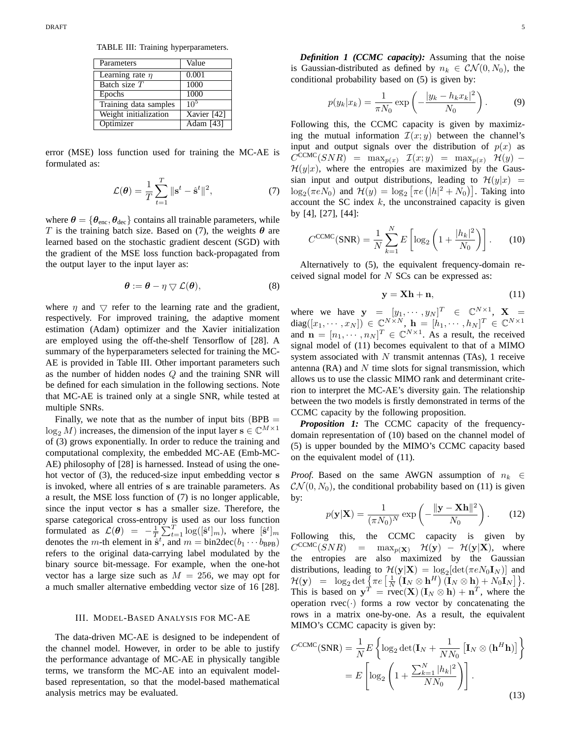TABLE III: Training hyperparameters.

| Parameters | Value |
| --- | --- |
| Learning rate $\eta$ | 0.001 |
| Batch size $T$ | 1000 |
| Epochs | 1000 |
| Training data samples | $10^5$ |
| Weight initialization | Xavier [42] |
| Optimizer | Adam [43] |

error (MSE) loss function used for training the MC-AE is formulated as:

$$\mathcal{L}(\boldsymbol{\theta}) = \frac{1}{T}\sum_{t=1}^{T} \|\mathbf{s}^t - \hat{\mathbf{s}}^t\|^2, \tag{7}$$

where $\boldsymbol{\theta} = \{\boldsymbol{\theta}_{\text{enc}}, \boldsymbol{\theta}_{\text{dec}}\}$ contains all trainable parameters, while $T$ is the training batch size. Based on (7), the weights $\boldsymbol{\theta}$ are learned based on the stochastic gradient descent (SGD) with the gradient of the MSE loss function back-propagated from the output layer to the input layer as:

$$\boldsymbol{\theta} := \boldsymbol{\theta} - \eta \bigtriangledown \mathcal{L}(\boldsymbol{\theta}), \tag{8}$$

where $\eta$ and $\bigtriangledown$ refer to the learning rate and the gradient, respectively. For improved training, the adaptive moment estimation (Adam) optimizer and the Xavier initialization are employed using the off-the-shelf Tensorflow of [28]. A summary of the hyperparameters selected for training the MC-AE is provided in Table III. Other important parameters such as the number of hidden nodes $Q$ and the training SNR will be defined for each simulation in the following sections. Note that MC-AE is trained only at a single SNR, while tested at multiple SNRs.

Finally, we note that as the number of input bits ($\text{BPB} = \log_2 M$) increases, the dimension of the input layer $\mathbf{s} \in \mathbb{C}^{M\times 1}$ of (3) grows exponentially. In order to reduce the training and computational complexity, the embedded MC-AE (Emb-MC-AE) philosophy of [28] is harnessed. Instead of using the one-hot vector of (3), the reduced-size input embedding vector $\mathbf{s}$ is invoked, where all entries of $\mathbf{s}$ are trainable parameters. As a result, the MSE loss function of (7) is no longer applicable, since the input vector $\mathbf{s}$ has a smaller size. Therefore, the sparse categorical cross-entropy is used as our loss function formulated as $\mathcal{L}(\boldsymbol{\theta}) = -\frac{1}{T}\sum_{t=1}^{T}\log([\hat{\mathbf{s}}^t]_m)$, where $[\hat{\mathbf{s}}^t]_m$ denotes the $m$-th element in $\hat{\mathbf{s}}^t$, and $m = \text{bin2dec}(b_1 \cdots b_{\text{BPB}})$ refers to the original data-carrying label modulated by the binary source bit-message. For example, when the one-hot vector has a large size such as $M = 256$, we may opt for a much smaller alternative embedding vector size of 16 [28].

## III. Model-Based Analysis for MC-AE

The data-driven MC-AE is designed to be independent of the channel model. However, in order to be able to justify the performance advantage of MC-AE in physically tangible terms, we transform the MC-AE into an equivalent model-based representation, so that the model-based mathematical analysis metrics may be evaluated.

***Definition 1 (CCMC capacity):*** Assuming that the noise is Gaussian-distributed as defined by $n_k \in \mathcal{CN}(0, N_0)$, the conditional probability based on (5) is given by:

$$p(y_k|x_k) = \frac{1}{\pi N_0}\exp\left(-\frac{|y_k - h_k x_k|^2}{N_0}\right). \tag{9}$$

Following this, the CCMC capacity is given by maximizing the mutual information $\mathcal{I}(x;y)$ between the channel's input and output signals over the distribution of $p(x)$ as $C^{\text{CCMC}}(SNR) = \max_{p(x)} \ \mathcal{I}(x;y) = \max_{p(x)} \ \mathcal{H}(y) - \mathcal{H}(y|x)$, where the entropies are maximized by the Gaussian input and output distributions, leading to $\mathcal{H}(y|x) = \log_2(\pi e N_0)$ and $\mathcal{H}(y) = \log_2\left[\pi e\left(|h|^2 + N_0\right)\right]$. Taking into account the SC index $k$, the unconstrained capacity is given by [4], [27], [44]:

$$C^{\text{CCMC}}(\text{SNR}) = \frac{1}{N}\sum_{k=1}^{N} E\left[\log_2\left(1 + \frac{|h_k|^2}{N_0}\right)\right]. \tag{10}$$

Alternatively to (5), the equivalent frequency-domain received signal model for $N$ SCs can be expressed as:

$$\mathbf{y} = \mathbf{X}\mathbf{h} + \mathbf{n}, \tag{11}$$

where we have $\mathbf{y} = [y_1, \cdots, y_N]^T \in \mathbb{C}^{N\times 1}$, $\mathbf{X} = \text{diag}([x_1, \cdots, x_N]) \in \mathbb{C}^{N\times N}$, $\mathbf{h} = [h_1, \cdots, h_N]^T \in \mathbb{C}^{N\times 1}$ and $\mathbf{n} = [n_1, \cdots, n_N]^T \in \mathbb{C}^{N\times 1}$. As a result, the received signal model of (11) becomes equivalent to that of a MIMO system associated with $N$ transmit antennas (TAs), 1 receive antenna (RA) and $N$ time slots for signal transmission, which allows us to use the classic MIMO rank and determinant criterion to interpret the MC-AE's diversity gain. The relationship between the two models is firstly demonstrated in terms of the CCMC capacity by the following proposition.

***Proposition 1:*** The CCMC capacity of the frequency-domain representation of (10) based on the channel model of (5) is upper bounded by the MIMO's CCMC capacity based on the equivalent model of (11).

*Proof.* Based on the same AWGN assumption of $n_k \in \mathcal{CN}(0, N_0)$, the conditional probability based on (11) is given by:

$$p(\mathbf{y}|\mathbf{X}) = \frac{1}{(\pi N_0)^N}\exp\left(-\frac{\|\mathbf{y} - \mathbf{X}\mathbf{h}\|^2}{N_0}\right). \tag{12}$$

Following this, the CCMC capacity is given by $C^{\text{CCMC}}(SNR) = \max_{p(\mathbf{X})} \ \mathcal{H}(\mathbf{y}) - \mathcal{H}(\mathbf{y}|\mathbf{X})$, where the entropies are also maximized by the Gaussian distributions, leading to $\mathcal{H}(\mathbf{y}|\mathbf{X}) = \log_2[\det(\pi e N_0 \mathbf{I}_N)]$ and $\mathcal{H}(\mathbf{y}) = \log_2 \det\left\{\pi e\left[\frac{1}{N}\left(\mathbf{I}_N \otimes \mathbf{h}^H\right)\left(\mathbf{I}_N \otimes \mathbf{h}\right) + N_0\mathbf{I}_N\right]\right\}$. This is based on $\mathbf{y}^T = \text{rvec}(\mathbf{X})\left(\mathbf{I}_N \otimes \mathbf{h}\right) + \mathbf{n}^T$, where the operation $\text{rvec}(\cdot)$ forms a row vector by concatenating the rows in a matrix one-by-one. As a result, the equivalent MIMO's CCMC capacity is given by:

$$\begin{aligned} C^{\text{CCMC}}(\text{SNR}) &= \frac{1}{N}E\left\{\log_2\det(\mathbf{I}_N + \frac{1}{NN_0}\left[\mathbf{I}_N \otimes (\mathbf{h}^H\mathbf{h})\right]\right\} \\ &= E\left[\log_2\left(1 + \frac{\sum_{k=1}^{N}|h_k|^2}{NN_0}\right)\right]. \end{aligned} \tag{13}$$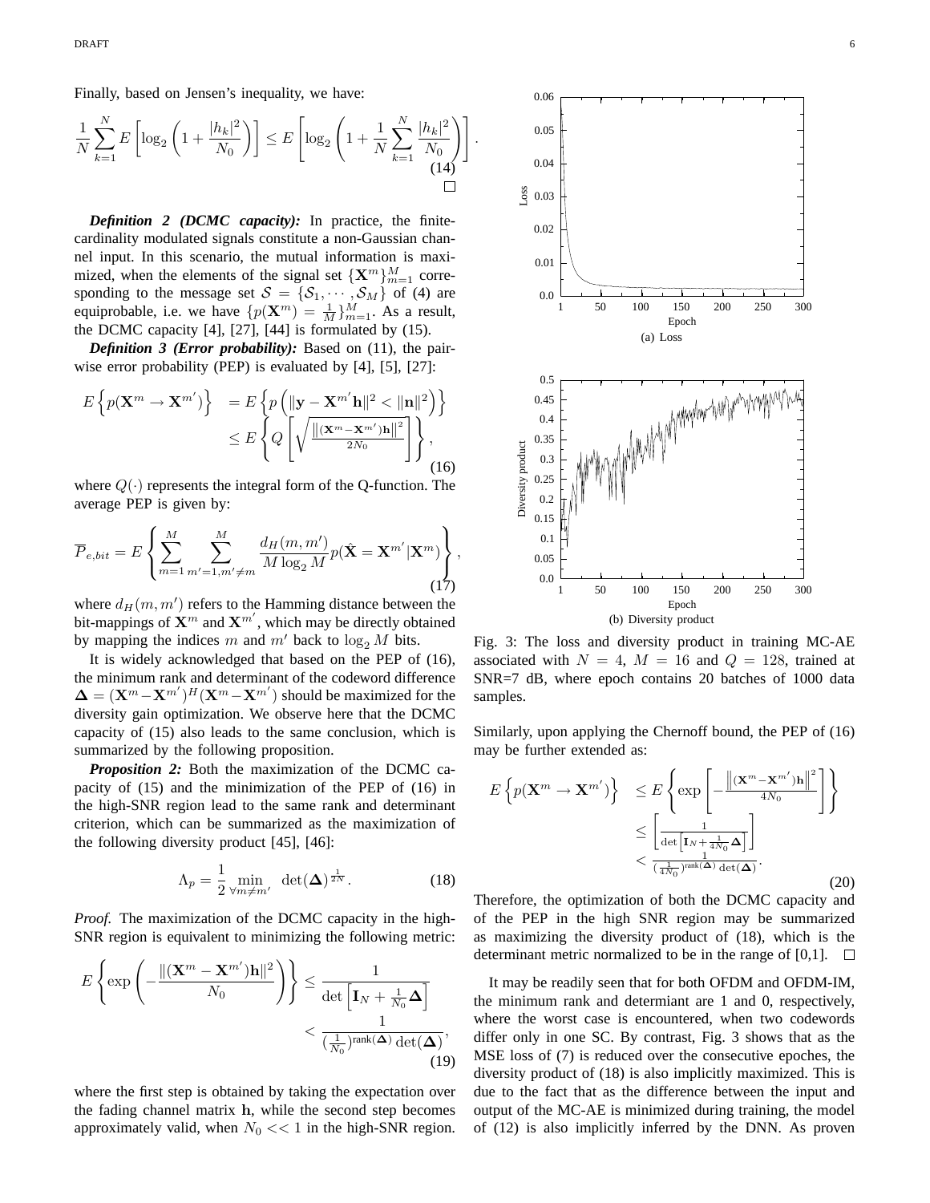Finally, based on Jensen's inequality, we have:

$$\frac{1}{N}\sum_{k=1}^{N} E\left[\log_2\left(1+\frac{|h_k|^2}{N_0}\right)\right] \leq E\left[\log_2\left(1+\frac{1}{N}\sum_{k=1}^{N}\frac{|h_k|^2}{N_0}\right)\right]. \tag{14}$$

□

***Definition 2 (DCMC capacity):*** In practice, the finite-cardinality modulated signals constitute a non-Gaussian channel input. In this scenario, the mutual information is maximized, when the elements of the signal set $\{\mathbf{X}^m\}_{m=1}^M$ corresponding to the message set $\mathcal{S} = \{\mathcal{S}_1, \cdots, \mathcal{S}_M\}$ of (4) are equiprobable, i.e. we have $\{p(\mathbf{X}^m) = \frac{1}{M}\}_{m=1}^M$. As a result, the DCMC capacity [4], [27], [44] is formulated by (15).

***Definition 3 (Error probability):*** Based on (11), the pairwise error probability (PEP) is evaluated by [4], [5], [27]:

$$\begin{aligned} E\left\{p(\mathbf{X}^m \to \mathbf{X}^{m'})\right\} &= E\left\{p\left(\|\mathbf{y}-\mathbf{X}^{m'}\mathbf{h}\|^2 < \|\mathbf{n}\|^2\right)\right\} \\ &\leq E\left\{Q\left[\sqrt{\frac{\left\|(\mathbf{X}^m-\mathbf{X}^{m'})\mathbf{h}\right\|^2}{2N_0}}\right]\right\}, \end{aligned} \tag{16}$$

where $Q(\cdot)$ represents the integral form of the Q-function. The average PEP is given by:

$$\overline{P}_{e,bit} = E\left\{\sum_{m=1}^{M}\sum_{m'=1,m'\neq m}^{M}\frac{d_H(m,m')}{M\log_2 M}p(\hat{\mathbf{X}}=\mathbf{X}^{m'}|\mathbf{X}^m)\right\}, \tag{17}$$

where $d_H(m,m')$ refers to the Hamming distance between the bit-mappings of $\mathbf{X}^m$ and $\mathbf{X}^{m'}$, which may be directly obtained by mapping the indices $m$ and $m'$ back to $\log_2 M$ bits.

It is widely acknowledged that based on the PEP of (16), the minimum rank and determinant of the codeword difference $\mathbf{\Delta} = (\mathbf{X}^m - \mathbf{X}^{m'})^H(\mathbf{X}^m - \mathbf{X}^{m'})$ should be maximized for the diversity gain optimization. We observe here that the DCMC capacity of (15) also leads to the same conclusion, which is summarized by the following proposition.

***Proposition 2:*** Both the maximization of the DCMC capacity of (15) and the minimization of the PEP of (16) in the high-SNR region lead to the same rank and determinant criterion, which can be summarized as the maximization of the following diversity product [45], [46]:

$$\Lambda_p = \frac{1}{2}\min_{\forall m\neq m'} \det(\mathbf{\Delta})^{\frac{1}{2N}}. \tag{18}$$

*Proof.* The maximization of the DCMC capacity in the high-SNR region is equivalent to minimizing the following metric:

$$\begin{aligned} E\left\{\exp\left(-\frac{\|(\mathbf{X}^m-\mathbf{X}^{m'})\mathbf{h}\|^2}{N_0}\right)\right\} &\leq \frac{1}{\det\left[\mathbf{I}_N+\frac{1}{N_0}\mathbf{\Delta}\right]} \\ &< \frac{1}{(\frac{1}{N_0})^{\text{rank}(\mathbf{\Delta})}\det(\mathbf{\Delta})}, \end{aligned} \tag{19}$$

where the first step is obtained by taking the expectation over the fading channel matrix $\mathbf{h}$, while the second step becomes approximately valid, when $N_0 << 1$ in the high-SNR region.

(a) Loss

(b) Diversity product

Fig. 3: The loss and diversity product in training MC-AE associated with $N = 4$, $M = 16$ and $Q = 128$, trained at SNR=7 dB, where epoch contains 20 batches of 1000 data samples.

Similarly, upon applying the Chernoff bound, the PEP of (16) may be further extended as:

$$\begin{aligned} E\left\{p(\mathbf{X}^m \to \mathbf{X}^{m'})\right\} &\leq E\left\{\exp\left[-\frac{\left\|(\mathbf{X}^m-\mathbf{X}^{m'})\mathbf{h}\right\|^2}{4N_0}\right]\right\} \\ &\leq \left[\frac{1}{\det\left[\mathbf{I}_N+\frac{1}{4N_0}\mathbf{\Delta}\right]}\right] \\ &< \frac{1}{(\frac{1}{4N_0})^{\text{rank}(\mathbf{\Delta})}\det(\mathbf{\Delta})}. \end{aligned} \tag{20}$$

Therefore, the optimization of both the DCMC capacity and of the PEP in the high SNR region may be summarized as maximizing the diversity product of (18), which is the determinant metric normalized to be in the range of [0,1]. □

It may be readily seen that for both OFDM and OFDM-IM, the minimum rank and determiant are 1 and 0, respectively, where the worst case is encountered, when two codewords differ only in one SC. By contrast, Fig. 3 shows that as the MSE loss of (7) is reduced over the consecutive epoches, the diversity product of (18) is also implicitly maximized. This is due to the fact that as the difference between the input and output of the MC-AE is minimized during training, the model of (12) is also implicitly inferred by the DNN. As proven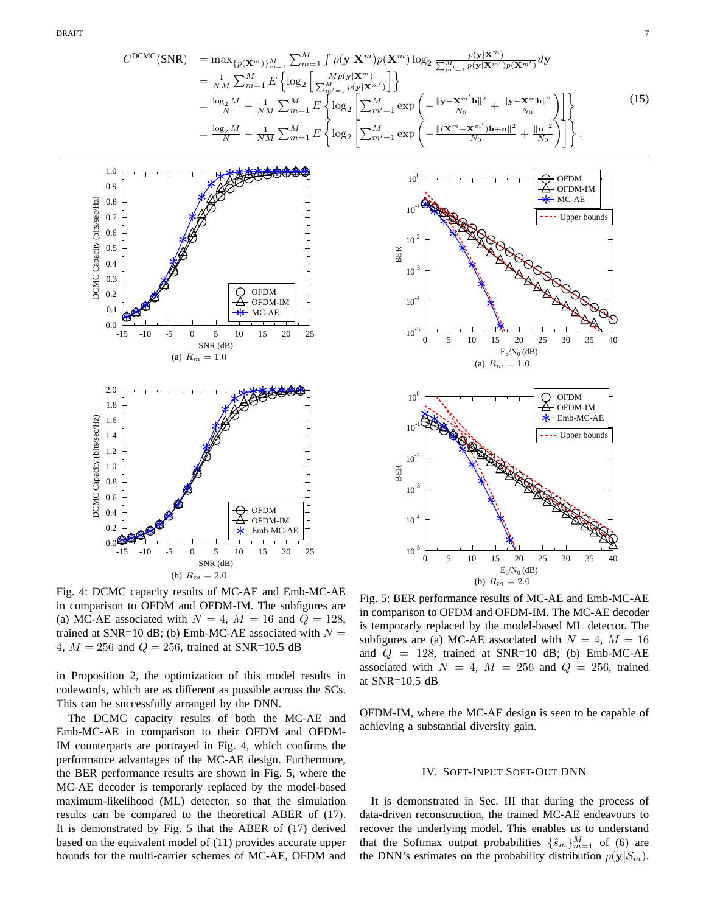$$
\begin{aligned}
C^{\text{DCMC}}(\text{SNR}) &= \max_{\{p(\mathbf{X}^m)\}_{m=1}^{M}} \sum_{m=1}^{M} \int p(\mathbf{y}|\mathbf{X}^m)p(\mathbf{X}^m) \log_2 \frac{p(\mathbf{y}|\mathbf{X}^m)}{\sum_{m'=1}^{M} p(\mathbf{y}|\mathbf{X}^{m'})p(\mathbf{X}^{m'})} d\mathbf{y} \\
&= \frac{1}{NM} \sum_{m=1}^{M} E\left\{ \log_2 \left[ \frac{Mp(\mathbf{y}|\mathbf{X}^m)}{\sum_{m'=1}^{M} p(\mathbf{y}|\mathbf{X}^{m'})} \right] \right\} \\
&= \frac{\log_2 M}{N} - \frac{1}{NM} \sum_{m=1}^{M} E\left\{ \log_2 \left[ \sum_{m'=1}^{M} \exp\left( -\frac{\|\mathbf{y}-\mathbf{X}^{m'}\mathbf{h}\|^2}{N_0} + \frac{\|\mathbf{y}-\mathbf{X}^{m}\mathbf{h}\|^2}{N_0} \right) \right] \right\} \\
&= \frac{\log_2 M}{N} - \frac{1}{NM} \sum_{m=1}^{M} E\left\{ \log_2 \left[ \sum_{m'=1}^{M} \exp\left( -\frac{\|(\mathbf{X}^{m}-\mathbf{X}^{m'})\mathbf{h}+\mathbf{n}\|^2}{N_0} + \frac{\|\mathbf{n}\|^2}{N_0} \right) \right] \right\}.
\end{aligned}
\tag{15}
$$

Fig. 4: DCMC capacity results of MC-AE and Emb-MC-AE in comparison to OFDM and OFDM-IM. The subfigures are (a) MC-AE associated with $N = 4$, $M = 16$ and $Q = 128$, trained at SNR=10 dB; (b) Emb-MC-AE associated with $N = 4$, $M = 256$ and $Q = 256$, trained at SNR=10.5 dB

Fig. 5: BER performance results of MC-AE and Emb-MC-AE in comparison to OFDM and OFDM-IM. The MC-AE decoder is temporarly replaced by the model-based ML detector. The subfigures are (a) MC-AE associated with $N = 4$, $M = 16$ and $Q = 128$, trained at SNR=10 dB; (b) Emb-MC-AE associated with $N = 4$, $M = 256$ and $Q = 256$, trained at SNR=10.5 dB

in Proposition 2, the optimization of this model results in codewords, which are as different as possible across the SCs. This can be successfully arranged by the DNN.

The DCMC capacity results of both the MC-AE and Emb-MC-AE in comparison to their OFDM and OFDM-IM counterparts are portrayed in Fig. 4, which confirms the performance advantages of the MC-AE design. Furthermore, the BER performance results are shown in Fig. 5, where the MC-AE decoder is temporarly replaced by the model-based maximum-likelihood (ML) detector, so that the simulation results can be compared to the theoretical ABER of (17). It is demonstrated by Fig. 5 that the ABER of (17) derived based on the equivalent model of (11) provides accurate upper bounds for the multi-carrier schemes of MC-AE, OFDM and OFDM-IM, where the MC-AE design is seen to be capable of achieving a substantial diversity gain.

## IV. Soft-Input Soft-Out DNN

It is demonstrated in Sec. III that during the process of data-driven reconstruction, the trained MC-AE endeavours to recover the underlying model. This enables us to understand that the Softmax output probabilities $\{\hat{s}_m\}_{m=1}^{M}$ of (6) are the DNN's estimates on the probability distribution $p(\mathbf{y}|\mathcal{S}_m)$.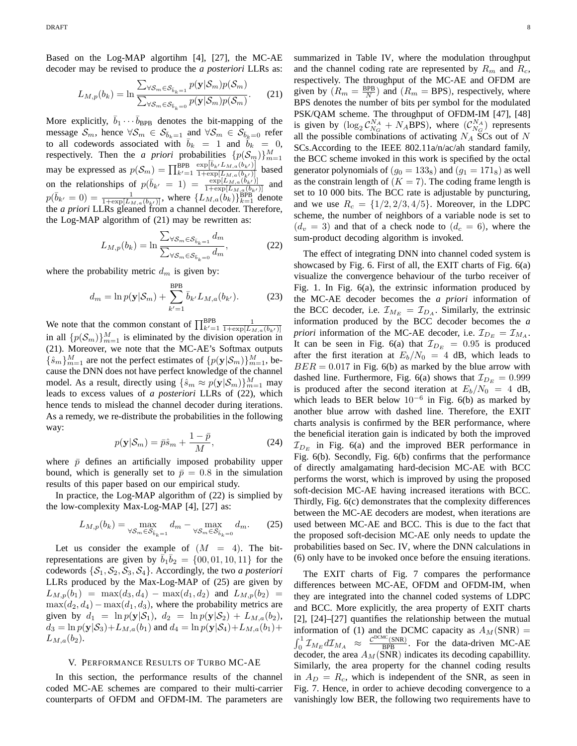Based on the Log-MAP algortihm [4], [27], the MC-AE decoder may be revised to produce the *a posteriori* LLRs as:

$$L_{M,p}(b_k) = \ln \frac{\sum_{\forall \mathcal{S}_m \in \mathcal{S}_{\bar{b}_k=1}} p(\mathbf{y}|\mathcal{S}_m) p(\mathcal{S}_m)}{\sum_{\forall \mathcal{S}_m \in \mathcal{S}_{\bar{b}_k=0}} p(\mathbf{y}|\mathcal{S}_m) p(\mathcal{S}_m)}. \quad (21)$$

More explicitly, $\bar{b}_1 \cdots \bar{b}_{\text{BPB}}$ denotes the bit-mapping of the message $\mathcal{S}_m$, hence $\forall \mathcal{S}_m \in \mathcal{S}_{\bar{b}_k=1}$ and $\forall \mathcal{S}_m \in \mathcal{S}_{\bar{b}_k=0}$ refer to all codewords associated with $\bar{b}_k = 1$ and $\bar{b}_k = 0$, respectively. Then the *a priori* probabilities $\{p(\mathcal{S}_m)\}_{m=1}^{M}$ may be expressed as $p(\mathcal{S}_m) = \prod_{k'=1}^{\text{BPB}} \frac{\exp[\bar{b}_{k'} L_{M,a}(b_{k'})]}{1+\exp[L_{M,a}(b_{k'})]}$ based on the relationships of $p(\bar{b}_{k'} = 1) = \frac{\exp[L_{M,a}(b_{k'})]}{1+\exp[L_{M,a}(b_{k'})]}$ and $p(\bar{b}_{k'} = 0) = \frac{1}{1+\exp[L_{M,a}(b_{k'})]}$, where $\{L_{M,a}(b_k)\}_{k=1}^{\text{BPB}}$ denote the *a priori* LLRs gleaned from a channel decoder. Therefore, the Log-MAP algorithm of (21) may be rewritten as:

$$L_{M,p}(b_k) = \ln \frac{\sum_{\forall \mathcal{S}_m \in \mathcal{S}_{\bar{b}_k=1}} d_m}{\sum_{\forall \mathcal{S}_m \in \mathcal{S}_{\bar{b}_k=0}} d_m}, \quad (22)$$

where the probability metric $d_m$ is given by:

$$d_m = \ln p(\mathbf{y}|\mathcal{S}_m) + \sum_{k'=1}^{\text{BPB}} \bar{b}_{k'} L_{M,a}(b_{k'}). \quad (23)$$

We note that the common constant of $\prod_{k'=1}^{\text{BPB}} \frac{1}{1+\exp[L_{M,a}(b_{k'})]}$ in all $\{p(\mathcal{S}_m)\}_{m=1}^{M}$ is eliminated by the division operation in (21). Moreover, we note that the MC-AE's Softmax outputs $\{\hat{s}_m\}_{m=1}^{M}$ are not the perfect estimates of $\{p(\mathbf{y}|\mathcal{S}_m)\}_{m=1}^{M}$, because the DNN does not have perfect knowledge of the channel model. As a result, directly using $\{\hat{s}_m \approx p(\mathbf{y}|\mathcal{S}_m)\}_{m=1}^{M}$ may leads to excess values of *a posteriori* LLRs of (22), which hence tends to mislead the channel decoder during iterations. As a remedy, we re-distribute the probabilities in the following way:

$$p(\mathbf{y}|\mathcal{S}_m) = \bar{p}\hat{s}_m + \frac{1-\bar{p}}{M}, \quad (24)$$

where $\bar{p}$ defines an artificially imposed probability upper bound, which is generally set to $\bar{p} = 0.8$ in the simulation results of this paper based on our empirical study.

In practice, the Log-MAP algorithm of (22) is simplied by the low-complexity Max-Log-MAP [4], [27] as:

$$L_{M,p}(b_k) = \max_{\forall \mathcal{S}_m \in \mathcal{S}_{\bar{b}_k=1}} d_m - \max_{\forall \mathcal{S}_m \in \mathcal{S}_{\bar{b}_k=0}} d_m. \quad (25)$$

Let us consider the example of $(M = 4)$. The bit-representations are given by $\bar{b}_1\bar{b}_2 = \{00, 01, 10, 11\}$ for the codewords $\{\mathcal{S}_1, \mathcal{S}_2, \mathcal{S}_3, \mathcal{S}_4\}$. Accordingly, the two *a posteriori* LLRs produced by the Max-Log-MAP of (25) are given by $L_{M,p}(b_1) = \max(d_3, d_4) - \max(d_1, d_2)$ and $L_{M,p}(b_2) = \max(d_2, d_4) - \max(d_1, d_3)$, where the probability metrics are given by $d_1 = \ln p(\mathbf{y}|\mathcal{S}_1)$, $d_2 = \ln p(\mathbf{y}|\mathcal{S}_2) + L_{M,a}(b_2)$, $d_3 = \ln p(\mathbf{y}|\mathcal{S}_3) + L_{M,a}(b_1)$ and $d_4 = \ln p(\mathbf{y}|\mathcal{S}_4) + L_{M,a}(b_1) + L_{M,a}(b_2)$.

## V. Performance Results of Turbo MC-AE

In this section, the performance results of the channel coded MC-AE schemes are compared to their multi-carrier counterparts of OFDM and OFDM-IM. The parameters are summarized in Table IV, where the modulation throughput and the channel coding rate are represented by $R_m$ and $R_c$, respectively. The throughput of the MC-AE and OFDM are given by ($R_m = \frac{\text{BPB}}{N}$) and ($R_m = \text{BPS}$), respectively, where BPS denotes the number of bits per symbol for the modulated PSK/QAM scheme. The throughput of OFDM-IM [47], [48] is given by ($\log_2 \mathcal{C}_{N_G}^{N_A} + N_A\text{BPS}$), where ($\mathcal{C}_{N_G}^{N_A}$) represents all the possible combinations of activating $N_A$ SCs out of $N$ SCs.According to the IEEE 802.11a/n/ac/ah standard family, the BCC scheme invoked in this work is specified by the octal generator polynomials of ($g_0 = 133_8$) and ($g_1 = 171_8$) as well as the constrain length of ($K = 7$). The coding frame length is set to 10 000 bits. The BCC rate is adjustable by puncturing, and we use $R_c = \{1/2, 2/3, 4/5\}$. Moreover, in the LDPC scheme, the number of neighbors of a variable node is set to ($d_v = 3$) and that of a check node to ($d_c = 6$), where the sum-product decoding algorithm is invoked.

The effect of integrating DNN into channel coded system is showcased by Fig. 6. First of all, the EXIT charts of Fig. 6(a) visualize the convergence behaviour of the turbo receiver of Fig. 1. In Fig. 6(a), the extrinsic information produced by the MC-AE decoder becomes the *a priori* information of the BCC decoder, i.e. $\mathcal{I}_{M_E} = \mathcal{I}_{D_A}$. Similarly, the extrinsic information produced by the BCC decoder becomes the *a priori* information of the MC-AE decoder, i.e. $\mathcal{I}_{D_E} = \mathcal{I}_{M_A}$. It can be seen in Fig. 6(a) that $\mathcal{I}_{D_E} = 0.95$ is produced after the first iteration at $E_b/N_0 = 4$ dB, which leads to $BER = 0.017$ in Fig. 6(b) as marked by the blue arrow with dashed line. Furthermore, Fig. 6(a) shows that $\mathcal{I}_{D_E} = 0.999$ is produced after the second iteration at $E_b/N_0 = 4$ dB, which leads to BER below $10^{-6}$ in Fig. 6(b) as marked by another blue arrow with dashed line. Therefore, the EXIT charts analysis is confirmed by the BER performance, where the beneficial iteration gain is indicated by both the improved $\mathcal{I}_{D_E}$ in Fig. 6(a) and the improved BER performance in Fig. 6(b). Secondly, Fig. 6(b) confirms that the performance of directly amalgamating hard-decision MC-AE with BCC performs the worst, which is improved by using the proposed soft-decision MC-AE having increased iterations with BCC. Thirdly, Fig. 6(c) demonstrates that the complexity differences between the MC-AE decoders are modest, when iterations are used between MC-AE and BCC. This is due to the fact that the proposed soft-decision MC-AE only needs to update the probabilities based on Sec. IV, where the DNN calculations in (6) only have to be invoked once before the ensuing iterations.

The EXIT charts of Fig. 7 compares the performance differences between MC-AE, OFDM and OFDM-IM, when they are integrated into the channel coded systems of LDPC and BCC. More explicitly, the area property of EXIT charts [2], [24]–[27] quantifies the relationship between the mutual information of (1) and the DCMC capacity as $A_M(\text{SNR}) = \int_0^1 \mathcal{I}_{M_E} d\mathcal{I}_{M_A} \approx \frac{\mathcal{C}^{\text{DCMC}}(\text{SNR})}{\text{BPB}}$. For the data-driven MC-AE decoder, the area $A_M(\text{SNR})$ indicates its decoding capabillity. Similarly, the area property for the channel coding results in $A_D = R_c$, which is independent of the SNR, as seen in Fig. 7. Hence, in order to achieve decoding convergence to a vanishingly low BER, the following two requirements have to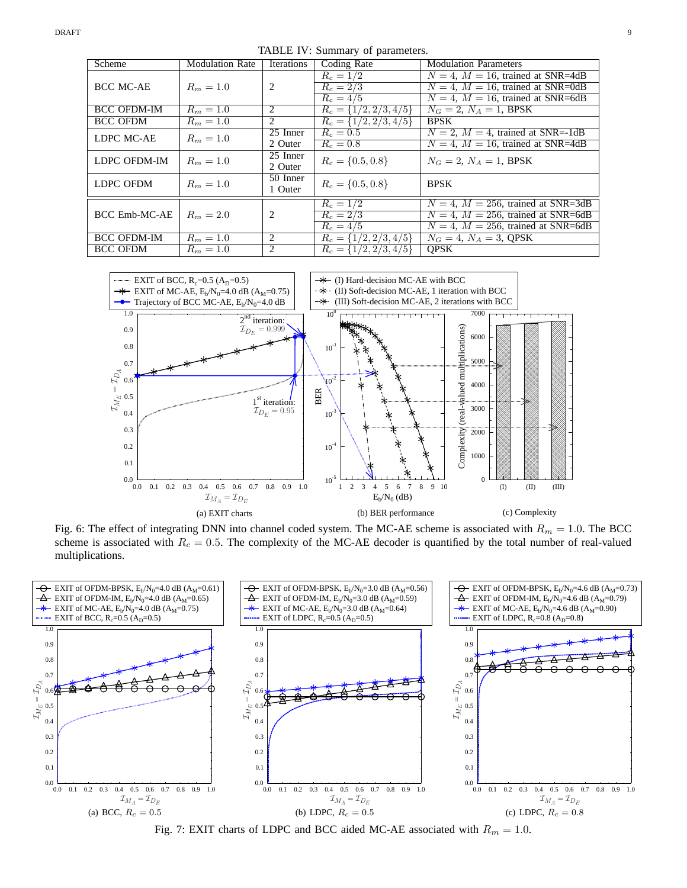TABLE IV: Summary of parameters.

| Scheme | Modulation Rate | Iterations | Coding Rate | Modulation Parameters |
|---|---|---|---|---|
| BCC MC-AE | $R_m = 1.0$ | 2 | $R_c = 1/2$ | $N = 4$, $M = 16$, trained at SNR=4dB |
| | | | $R_c = 2/3$ | $N = 4$, $M = 16$, trained at SNR=0dB |
| | | | $R_c = 4/5$ | $N = 4$, $M = 16$, trained at SNR=6dB |
| BCC OFDM-IM | $R_m = 1.0$ | 2 | $R_c = \{1/2, 2/3, 4/5\}$ | $N_G = 2$, $N_A = 1$, BPSK |
| BCC OFDM | $R_m = 1.0$ | 2 | $R_c = \{1/2, 2/3, 4/5\}$ | BPSK |
| LDPC MC-AE | $R_m = 1.0$ | 25 Inner | $R_c = 0.5$ | $N = 2$, $M = 4$, trained at SNR=-1dB |
| | | 2 Outer | $R_c = 0.8$ | $N = 4$, $M = 16$, trained at SNR=4dB |
| LDPC OFDM-IM | $R_m = 1.0$ | 25 Inner 2 Outer | $R_c = \{0.5, 0.8\}$ | $N_G = 2$, $N_A = 1$, BPSK |
| LDPC OFDM | $R_m = 1.0$ | 50 Inner 1 Outer | $R_c = \{0.5, 0.8\}$ | BPSK |
| BCC Emb-MC-AE | $R_m = 2.0$ | 2 | $R_c = 1/2$ | $N = 4$, $M = 256$, trained at SNR=3dB |
| | | | $R_c = 2/3$ | $N = 4$, $M = 256$, trained at SNR=6dB |
| | | | $R_c = 4/5$ | $N = 4$, $M = 256$, trained at SNR=6dB |
| BCC OFDM-IM | $R_m = 1.0$ | 2 | $R_c = \{1/2, 2/3, 4/5\}$ | $N_G = 4$, $N_A = 3$, QPSK |
| BCC OFDM | $R_m = 1.0$ | 2 | $R_c = \{1/2, 2/3, 4/5\}$ | QPSK |

(a) EXIT charts (b) BER performance (c) Complexity

Fig. 6: The effect of integrating DNN into channel coded system. The MC-AE scheme is associated with $R_m = 1.0$. The BCC scheme is associated with $R_c = 0.5$. The complexity of the MC-AE decoder is quantified by the total number of real-valued multiplications.

(a) BCC, $R_c = 0.5$ (b) LDPC, $R_c = 0.5$ (c) LDPC, $R_c = 0.8$

Fig. 7: EXIT charts of LDPC and BCC aided MC-AE associated with $R_m = 1.0$.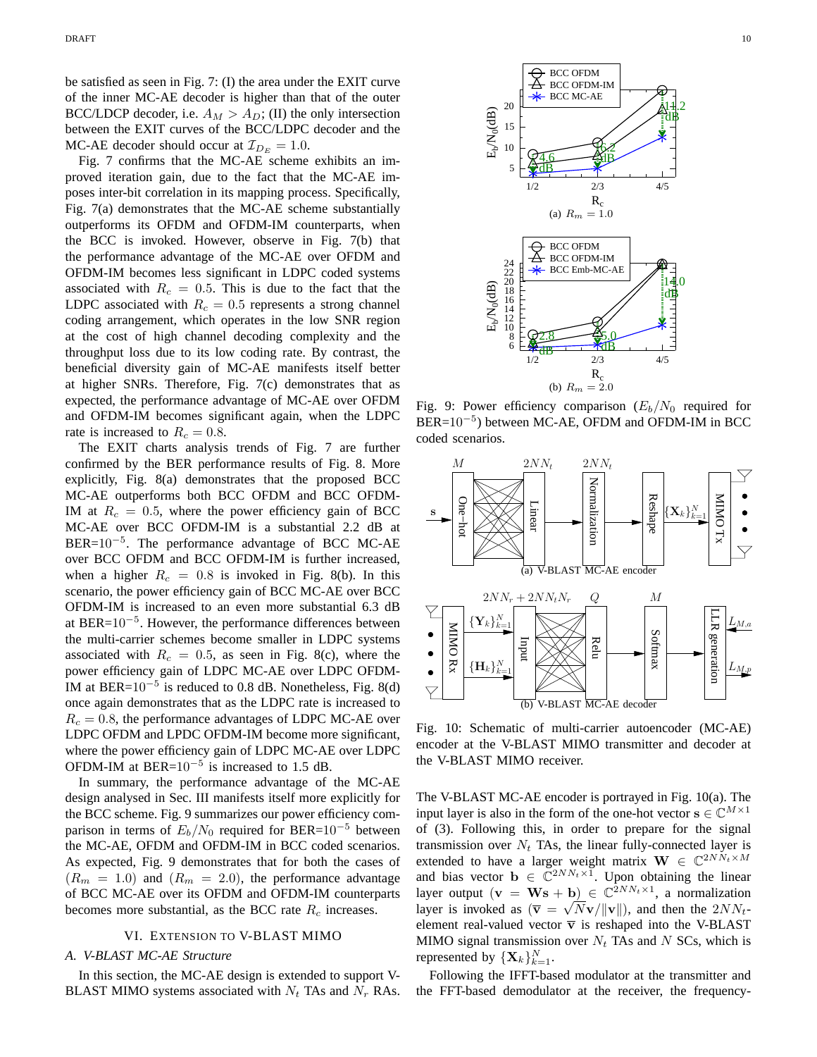be satisfied as seen in Fig. 7: (I) the area under the EXIT curve of the inner MC-AE decoder is higher than that of the outer BCC/LDCP decoder, i.e. $A_M > A_D$; (II) the only intersection between the EXIT curves of the BCC/LDPC decoder and the MC-AE decoder should occur at $\mathcal{I}_{D_E} = 1.0$.

Fig. 7 confirms that the MC-AE scheme exhibits an improved iteration gain, due to the fact that the MC-AE imposes inter-bit correlation in its mapping process. Specifically, Fig. 7(a) demonstrates that the MC-AE scheme substantially outperforms its OFDM and OFDM-IM counterparts, when the BCC is invoked. However, observe in Fig. 7(b) that the performance advantage of the MC-AE over OFDM and OFDM-IM becomes less significant in LDPC coded systems associated with $R_c = 0.5$. This is due to the fact that the LDPC associated with $R_c = 0.5$ represents a strong channel coding arrangement, which operates in the low SNR region at the cost of high channel decoding complexity and the throughput loss due to its low coding rate. By contrast, the beneficial diversity gain of MC-AE manifests itself better at higher SNRs. Therefore, Fig. 7(c) demonstrates that as expected, the performance advantage of MC-AE over OFDM and OFDM-IM becomes significant again, when the LDPC rate is increased to $R_c = 0.8$.

The EXIT charts analysis trends of Fig. 7 are further confirmed by the BER performance results of Fig. 8. More explicitly, Fig. 8(a) demonstrates that the proposed BCC MC-AE outperforms both BCC OFDM and BCC OFDM-IM at $R_c = 0.5$, where the power efficiency gain of BCC MC-AE over BCC OFDM-IM is a substantial 2.2 dB at BER=$10^{-5}$. The performance advantage of BCC MC-AE over BCC OFDM and BCC OFDM-IM is further increased, when a higher $R_c = 0.8$ is invoked in Fig. 8(b). In this scenario, the power efficiency gain of BCC MC-AE over BCC OFDM-IM is increased to an even more substantial 6.3 dB at BER=$10^{-5}$. However, the performance differences between the multi-carrier schemes become smaller in LDPC systems associated with $R_c = 0.5$, as seen in Fig. 8(c), where the power efficiency gain of LDPC MC-AE over LDPC OFDM-IM at BER=$10^{-5}$ is reduced to 0.8 dB. Nonetheless, Fig. 8(d) once again demonstrates that as the LDPC rate is increased to $R_c = 0.8$, the performance advantages of LDPC MC-AE over LDPC OFDM and LPDC OFDM-IM become more significant, where the power efficiency gain of LDPC MC-AE over LDPC OFDM-IM at BER=$10^{-5}$ is increased to 1.5 dB.

In summary, the performance advantage of the MC-AE design analysed in Sec. III manifests itself more explicitly for the BCC scheme. Fig. 9 summarizes our power efficiency comparison in terms of $E_b/N_0$ required for BER=$10^{-5}$ between the MC-AE, OFDM and OFDM-IM in BCC coded scenarios. As expected, Fig. 9 demonstrates that for both the cases of ($R_m = 1.0$) and ($R_m = 2.0$), the performance advantage of BCC MC-AE over its OFDM and OFDM-IM counterparts becomes more substantial, as the BCC rate $R_c$ increases.

Fig. 9: Power efficiency comparison ($E_b/N_0$ required for BER=$10^{-5}$) between MC-AE, OFDM and OFDM-IM in BCC coded scenarios.

Fig. 10: Schematic of multi-carrier autoencoder (MC-AE) encoder at the V-BLAST MIMO transmitter and decoder at the V-BLAST MIMO receiver.

## VI. Extension to V-BLAST MIMO

### A. V-BLAST MC-AE Structure

In this section, the MC-AE design is extended to support V-BLAST MIMO systems associated with $N_t$ TAs and $N_r$ RAs. The V-BLAST MC-AE encoder is portrayed in Fig. 10(a). The input layer is also in the form of the one-hot vector $\mathbf{s} \in \mathbb{C}^{M\times 1}$ of (3). Following this, in order to prepare for the signal transmission over $N_t$ TAs, the linear fully-connected layer is extended to have a larger weight matrix $\mathbf{W} \in \mathbb{C}^{2NN_t\times M}$ and bias vector $\mathbf{b} \in \mathbb{C}^{2NN_t\times 1}$. Upon obtaining the linear layer output ($\mathbf{v} = \mathbf{Ws} + \mathbf{b}) \in \mathbb{C}^{2NN_t\times 1}$, a normalization layer is invoked as ($\overline{\mathbf{v}} = \sqrt{N}\mathbf{v}/\|\mathbf{v}\|$), and then the $2NN_t$-element real-valued vector $\overline{\mathbf{v}}$ is reshaped into the V-BLAST MIMO signal transmission over $N_t$ TAs and $N$ SCs, which is represented by $\{\mathbf{X}_k\}_{k=1}^{N}$.

Following the IFFT-based modulator at the transmitter and the FFT-based demodulator at the receiver, the frequency-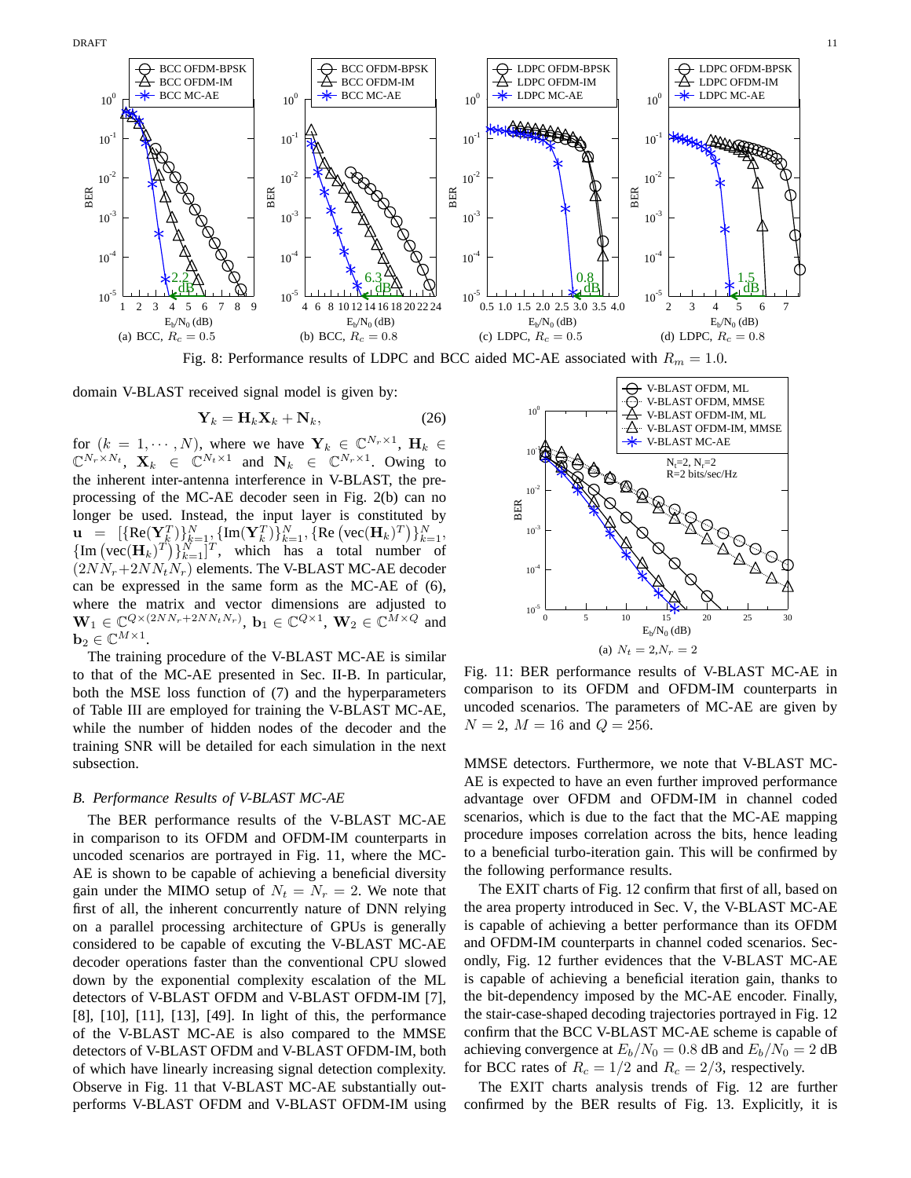Fig. 8: Performance results of LDPC and BCC aided MC-AE associated with $R_m = 1.0$.

(a) BCC, $R_c = 0.5$ (b) BCC, $R_c = 0.8$ (c) LDPC, $R_c = 0.5$ (d) LDPC, $R_c = 0.8$

domain V-BLAST received signal model is given by:

$$\mathbf{Y}_k = \mathbf{H}_k \mathbf{X}_k + \mathbf{N}_k, \tag{26}$$

for $(k = 1, \cdots, N)$, where we have $\mathbf{Y}_k \in \mathbb{C}^{N_r \times 1}$, $\mathbf{H}_k \in \mathbb{C}^{N_r \times N_t}$, $\mathbf{X}_k \in \mathbb{C}^{N_t \times 1}$ and $\mathbf{N}_k \in \mathbb{C}^{N_r \times 1}$. Owing to the inherent inter-antenna interference in V-BLAST, the pre-processing of the MC-AE decoder seen in Fig. 2(b) can no longer be used. Instead, the input layer is constituted by $\mathbf{u} = [\{\mathrm{Re}(\mathbf{Y}_k^T)\}_{k=1}^N, \{\mathrm{Im}(\mathbf{Y}_k^T)\}_{k=1}^N, \{\mathrm{Re}\left(\mathrm{vec}(\mathbf{H}_k)^T\right)\}_{k=1}^N, \{\mathrm{Im}\left(\mathrm{vec}(\mathbf{H}_k)^T\right)\}_{k=1}^N]^T$, which has a total number of $(2NN_r + 2NN_tN_r)$ elements. The V-BLAST MC-AE decoder can be expressed in the same form as the MC-AE of (6), where the matrix and vector dimensions are adjusted to $\mathbf{W}_1 \in \mathbb{C}^{Q \times (2NN_r + 2NN_tN_r)}$, $\mathbf{b}_1 \in \mathbb{C}^{Q \times 1}$, $\mathbf{W}_2 \in \mathbb{C}^{M \times Q}$ and $\mathbf{b}_2 \in \mathbb{C}^{M \times 1}$.

The training procedure of the V-BLAST MC-AE is similar to that of the MC-AE presented in Sec. II-B. In particular, both the MSE loss function of (7) and the hyperparameters of Table III are employed for training the V-BLAST MC-AE, while the number of hidden nodes of the decoder and the training SNR will be detailed for each simulation in the next subsection.

### *B. Performance Results of V-BLAST MC-AE*

The BER performance results of the V-BLAST MC-AE in comparison to its OFDM and OFDM-IM counterparts in uncoded scenarios are portrayed in Fig. 11, where the MC-AE is shown to be capable of achieving a beneficial diversity gain under the MIMO setup of $N_t = N_r = 2$. We note that first of all, the inherent concurrently nature of DNN relying on a parallel processing architecture of GPUs is generally considered to be capable of excuting the V-BLAST MC-AE decoder operations faster than the conventional CPU slowed down by the exponential complexity escalation of the ML detectors of V-BLAST OFDM and V-BLAST OFDM-IM [7], [8], [10], [11], [13], [49]. In light of this, the performance of the V-BLAST MC-AE is also compared to the MMSE detectors of V-BLAST OFDM and V-BLAST OFDM-IM, both of which have linearly increasing signal detection complexity. Observe in Fig. 11 that V-BLAST MC-AE substantially outperforms V-BLAST OFDM and V-BLAST OFDM-IM using MMSE detectors. Furthermore, we note that V-BLAST MC-AE is expected to have an even further improved performance advantage over OFDM and OFDM-IM in channel coded scenarios, which is due to the fact that the MC-AE mapping procedure imposes correlation across the bits, hence leading to a beneficial turbo-iteration gain. This will be confirmed by the following performance results.

(a) $N_t = 2, N_r = 2$

Fig. 11: BER performance results of V-BLAST MC-AE in comparison to its OFDM and OFDM-IM counterparts in uncoded scenarios. The parameters of MC-AE are given by $N = 2$, $M = 16$ and $Q = 256$.

The EXIT charts of Fig. 12 confirm that first of all, based on the area property introduced in Sec. V, the V-BLAST MC-AE is capable of achieving a better performance than its OFDM and OFDM-IM counterparts in channel coded scenarios. Secondly, Fig. 12 further evidences that the V-BLAST MC-AE is capable of achieving a beneficial iteration gain, thanks to the bit-dependency imposed by the MC-AE encoder. Finally, the stair-case-shaped decoding trajectories portrayed in Fig. 12 confirm that the BCC V-BLAST MC-AE scheme is capable of achieving convergence at $E_b/N_0 = 0.8$ dB and $E_b/N_0 = 2$ dB for BCC rates of $R_c = 1/2$ and $R_c = 2/3$, respectively.

The EXIT charts analysis trends of Fig. 12 are further confirmed by the BER results of Fig. 13. Explicitly, it is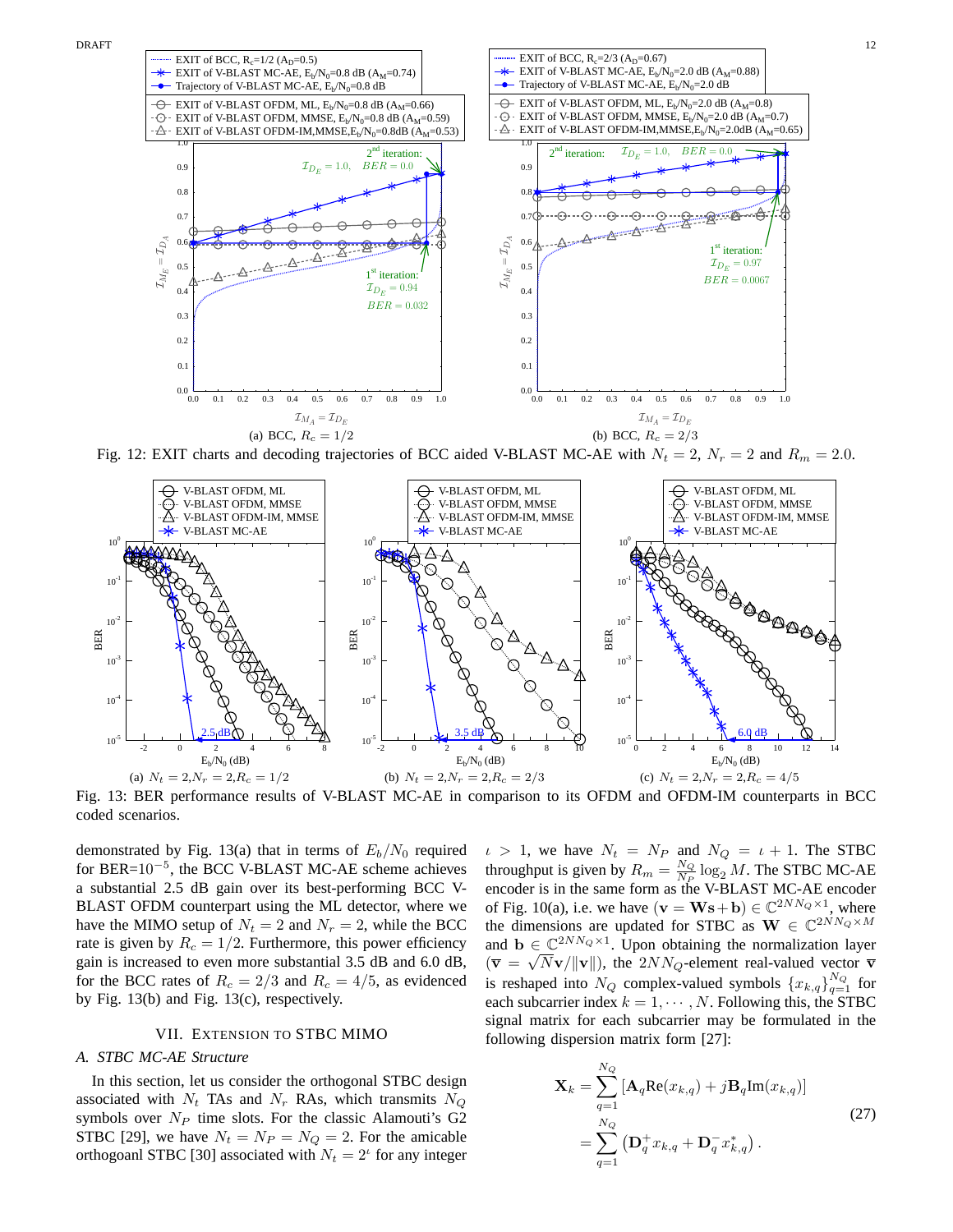Fig. 12: EXIT charts and decoding trajectories of BCC aided V-BLAST MC-AE with $N_t = 2$, $N_r = 2$ and $R_m = 2.0$.

Fig. 13: BER performance results of V-BLAST MC-AE in comparison to its OFDM and OFDM-IM counterparts in BCC coded scenarios.

demonstrated by Fig. 13(a) that in terms of $E_b/N_0$ required for BER=$10^{-5}$, the BCC V-BLAST MC-AE scheme achieves a substantial 2.5 dB gain over its best-performing BCC V-BLAST OFDM counterpart using the ML detector, where we have the MIMO setup of $N_t = 2$ and $N_r = 2$, while the BCC rate is given by $R_c = 1/2$. Furthermore, this power efficiency gain is increased to even more substantial 3.5 dB and 6.0 dB, for the BCC rates of $R_c = 2/3$ and $R_c = 4/5$, as evidenced by Fig. 13(b) and Fig. 13(c), respectively.

## VII. Extension to STBC MIMO

### A. STBC MC-AE Structure

In this section, let us consider the orthogonal STBC design associated with $N_t$ TAs and $N_r$ RAs, which transmits $N_Q$ symbols over $N_P$ time slots. For the classic Alamouti's G2 STBC [29], we have $N_t = N_P = N_Q = 2$. For the amicable orthogoanl STBC [30] associated with $N_t = 2^\iota$ for any integer $\iota > 1$, we have $N_t = N_P$ and $N_Q = \iota + 1$. The STBC throughput is given by $R_m = \frac{N_Q}{N_P}\log_2 M$. The STBC MC-AE encoder is in the same form as the V-BLAST MC-AE encoder of Fig. 10(a), i.e. we have $(\mathbf{v} = \mathbf{W}\mathbf{s}+\mathbf{b}) \in \mathbb{C}^{2NN_Q\times 1}$, where the dimensions are updated for STBC as $\mathbf{W} \in \mathbb{C}^{2NN_Q\times M}$ and $\mathbf{b} \in \mathbb{C}^{2NN_Q\times 1}$. Upon obtaining the normalization layer $(\bar{\mathbf{v}} = \sqrt{N}\mathbf{v}/\|\mathbf{v}\|)$, the $2NN_Q$-element real-valued vector $\bar{\mathbf{v}}$ is reshaped into $N_Q$ complex-valued symbols $\{x_{k,q}\}_{q=1}^{N_Q}$ for each subcarrier index $k = 1, \cdots, N$. Following this, the STBC signal matrix for each subcarrier may be formulated in the following dispersion matrix form [27]:

$$\mathbf{X}_k = \sum_{q=1}^{N_Q}\left[\mathbf{A}_q\text{Re}(x_{k,q}) + j\mathbf{B}_q\text{Im}(x_{k,q})\right] = \sum_{q=1}^{N_Q}\left(\mathbf{D}_q^+ x_{k,q} + \mathbf{D}_q^- x_{k,q}^*\right). \tag{27}$$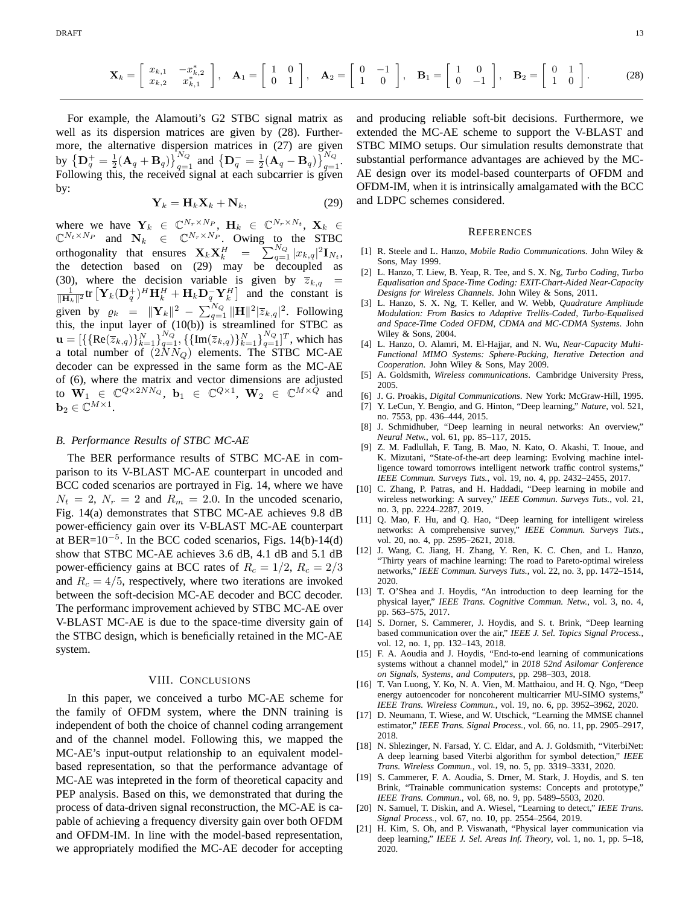$$\mathbf{X}_k = \begin{bmatrix} x_{k,1} & -x_{k,2}^* \\ x_{k,2} & x_{k,1}^* \end{bmatrix}, \quad \mathbf{A}_1 = \begin{bmatrix} 1 & 0 \\ 0 & 1 \end{bmatrix}, \quad \mathbf{A}_2 = \begin{bmatrix} 0 & -1 \\ 1 & 0 \end{bmatrix}, \quad \mathbf{B}_1 = \begin{bmatrix} 1 & 0 \\ 0 & -1 \end{bmatrix}, \quad \mathbf{B}_2 = \begin{bmatrix} 0 & 1 \\ 1 & 0 \end{bmatrix}. \tag{28}$$

For example, the Alamouti's G2 STBC signal matrix as well as its dispersion matrices are given by (28). Furthermore, the alternative dispersion matrices in (27) are given by $\left\{\mathbf{D}_q^+ = \frac{1}{2}(\mathbf{A}_q + \mathbf{B}_q)\right\}_{q=1}^{N_Q}$ and $\left\{\mathbf{D}_q^- = \frac{1}{2}(\mathbf{A}_q - \mathbf{B}_q)\right\}_{q=1}^{N_Q}$. Following this, the received signal at each subcarrier is given by:

$$\mathbf{Y}_k = \mathbf{H}_k \mathbf{X}_k + \mathbf{N}_k, \tag{29}$$

where we have $\mathbf{Y}_k \in \mathbb{C}^{N_r \times N_P}$, $\mathbf{H}_k \in \mathbb{C}^{N_r \times N_t}$, $\mathbf{X}_k \in \mathbb{C}^{N_t \times N_P}$ and $\mathbf{N}_k \in \mathbb{C}^{N_r \times N_P}$. Owing to the STBC orthogonality that ensures $\mathbf{X}_k \mathbf{X}_k^H = \sum_{q=1}^{N_Q} |x_{k,q}|^2 \mathbf{I}_{N_t}$, the detection based on (29) may be decoupled as (30), where the decision variable is given by $\overline{z}_{k,q} = \frac{1}{\|\mathbf{H}_k\|^2} \mathrm{tr}\left[\mathbf{Y}_k (\mathbf{D}_q^+)^H \mathbf{H}_k^H + \mathbf{H}_k \mathbf{D}_q^- \mathbf{Y}_k^H\right]$ and the constant is given by $\varrho_k = \|\mathbf{Y}_k\|^2 - \sum_{q=1}^{N_Q} \|\mathbf{H}\|^2 |\overline{z}_{k,q}|^2$. Following this, the input layer of (10(b)) is streamlined for STBC as $\mathbf{u} = [\{\{\mathrm{Re}(\overline{z}_{k,q})\}_{k=1}^{N}\}_{q=1}^{N_Q}, \{\{\mathrm{Im}(\overline{z}_{k,q})\}_{k=1}^{N}\}_{q=1}^{N_Q}]^T$, which has a total number of $(2NN_Q)$ elements. The STBC MC-AE decoder can be expressed in the same form as the MC-AE of (6), where the matrix and vector dimensions are adjusted to $\mathbf{W}_1 \in \mathbb{C}^{Q \times 2NN_Q}$, $\mathbf{b}_1 \in \mathbb{C}^{Q \times 1}$, $\mathbf{W}_2 \in \mathbb{C}^{M \times Q}$ and $\mathbf{b}_2 \in \mathbb{C}^{M \times 1}$.

### B. Performanc Results of STBC MC-AE

The BER performance results of STBC MC-AE in comparison to its V-BLAST MC-AE counterpart in uncoded and BCC coded scenarios are portrayed in Fig. 14, where we have $N_t = 2$, $N_r = 2$ and $R_m = 2.0$. In the uncoded scenario, Fig. 14(a) demonstrates that STBC MC-AE achieves 9.8 dB power-efficiency gain over its V-BLAST MC-AE counterpart at BER=$10^{-5}$. In the BCC coded scenarios, Figs. 14(b)-14(d) show that STBC MC-AE achieves 3.6 dB, 4.1 dB and 5.1 dB power-efficiency gains at BCC rates of $R_c = 1/2$, $R_c = 2/3$ and $R_c = 4/5$, respectively, where two iterations are invoked between the soft-decision MC-AE decoder and BCC decoder. The performanc improvement achieved by STBC MC-AE over V-BLAST MC-AE is due to the space-time diversity gain of the STBC design, which is beneficially retained in the MC-AE system.

## VIII. Conclusions

In this paper, we conceived a turbo MC-AE scheme for the family of OFDM system, where the DNN training is independent of both the choice of channel coding arrangement and of the channel model. Following this, we mapped the MC-AE's input-output relationship to an equivalent model-based representation, so that the performance advantage of MC-AE was intepreted in the form of theoretical capacity and PEP analysis. Based on this, we demonstrated that during the process of data-driven signal reconstruction, the MC-AE is capable of achieving a frequency diversity gain over both OFDM and OFDM-IM. In line with the model-based representation, we appropriately modified the MC-AE decoder for accepting and producing reliable soft-bit decisions. Furthermore, we extended the MC-AE scheme to support the V-BLAST and STBC MIMO setups. Our simulation results demonstrate that substantial performance advantages are achieved by the MC-AE design over its model-based counterparts of OFDM and OFDM-IM, when it is intrinsically amalgamated with the BCC and LDPC schemes considered.

## References

[1] R. Steele and L. Hanzo, *Mobile Radio Communications.* John Wiley & Sons, May 1999.

[2] L. Hanzo, T. Liew, B. Yeap, R. Tee, and S. X. Ng, *Turbo Coding, Turbo Equalisation and Space-Time Coding: EXIT-Chart-Aided Near-Capacity Designs for Wireless Channels.* John Wiley & Sons, 2011.

[3] L. Hanzo, S. X. Ng, T. Keller, and W. Webb, *Quadrature Amplitude Modulation: From Basics to Adaptive Trellis-Coded, Turbo-Equalised and Space-Time Coded OFDM, CDMA and MC-CDMA Systems.* John Wiley & Sons, 2004.

[4] L. Hanzo, O. Alamri, M. El-Hajjar, and N. Wu, *Near-Capacity Multi-Functional MIMO Systems: Sphere-Packing, Iterative Detection and Cooperation.* John Wiley & Sons, May 2009.

[5] A. Goldsmith, *Wireless communications*. Cambridge University Press, 2005.

[6] J. G. Proakis, *Digital Communications.* New York: McGraw-Hill, 1995.

[7] Y. LeCun, Y. Bengio, and G. Hinton, "Deep learning," *Nature*, vol. 521, no. 7553, pp. 436–444, 2015.

[8] J. Schmidhuber, "Deep learning in neural networks: An overview," *Neural Netw.*, vol. 61, pp. 85–117, 2015.

[9] Z. M. Fadlullah, F. Tang, B. Mao, N. Kato, O. Akashi, T. Inoue, and K. Mizutani, "State-of-the-art deep learning: Evolving machine intelligence toward tomorrows intelligent network traffic control systems," *IEEE Commun. Surveys Tuts.*, vol. 19, no. 4, pp. 2432–2455, 2017.

[10] C. Zhang, P. Patras, and H. Haddadi, "Deep learning in mobile and wireless networking: A survey," *IEEE Commun. Surveys Tuts.*, vol. 21, no. 3, pp. 2224–2287, 2019.

[11] Q. Mao, F. Hu, and Q. Hao, "Deep learning for intelligent wireless networks: A comprehensive survey," *IEEE Commun. Surveys Tuts.*, vol. 20, no. 4, pp. 2595–2621, 2018.

[12] J. Wang, C. Jiang, H. Zhang, Y. Ren, K. C. Chen, and L. Hanzo, "Thirty years of machine learning: The road to Pareto-optimal wireless networks," *IEEE Commun. Surveys Tuts.*, vol. 22, no. 3, pp. 1472–1514, 2020.

[13] T. O'Shea and J. Hoydis, "An introduction to deep learning for the physical layer," *IEEE Trans. Cognitive Commun. Netw.*, vol. 3, no. 4, pp. 563–575, 2017.

[14] S. Dorner, S. Cammerer, J. Hoydis, and S. t. Brink, "Deep learning based communication over the air," *IEEE J. Sel. Topics Signal Process.*, vol. 12, no. 1, pp. 132–143, 2018.

[15] F. A. Aoudia and J. Hoydis, "End-to-end learning of communications systems without a channel model," in *2018 52nd Asilomar Conference on Signals, Systems, and Computers*, pp. 298–303, 2018.

[16] T. Van Luong, Y. Ko, N. A. Vien, M. Matthaiou, and H. Q. Ngo, "Deep energy autoencoder for noncoherent multicarrier MU-SIMO systems," *IEEE Trans. Wireless Commun.*, vol. 19, no. 6, pp. 3952–3962, 2020.

[17] D. Neumann, T. Wiese, and W. Utschick, "Learning the MMSE channel estimator," *IEEE Trans. Signal Process.*, vol. 66, no. 11, pp. 2905–2917, 2018.

[18] N. Shlezinger, N. Farsad, Y. C. Eldar, and A. J. Goldsmith, "ViterbiNet: A deep learning based Viterbi algorithm for symbol detection," *IEEE Trans. Wireless Commun.*, vol. 19, no. 5, pp. 3319–3331, 2020.

[19] S. Cammerer, F. A. Aoudia, S. Drner, M. Stark, J. Hoydis, and S. ten Brink, "Trainable communication systems: Concepts and prototype," *IEEE Trans. Commun.*, vol. 68, no. 9, pp. 5489–5503, 2020.

[20] N. Samuel, T. Diskin, and A. Wiesel, "Learning to detect," *IEEE Trans. Signal Process.*, vol. 67, no. 10, pp. 2554–2564, 2019.

[21] H. Kim, S. Oh, and P. Viswanath, "Physical layer communication via deep learning," *IEEE J. Sel. Areas Inf. Theory*, vol. 1, no. 1, pp. 5–18, 2020.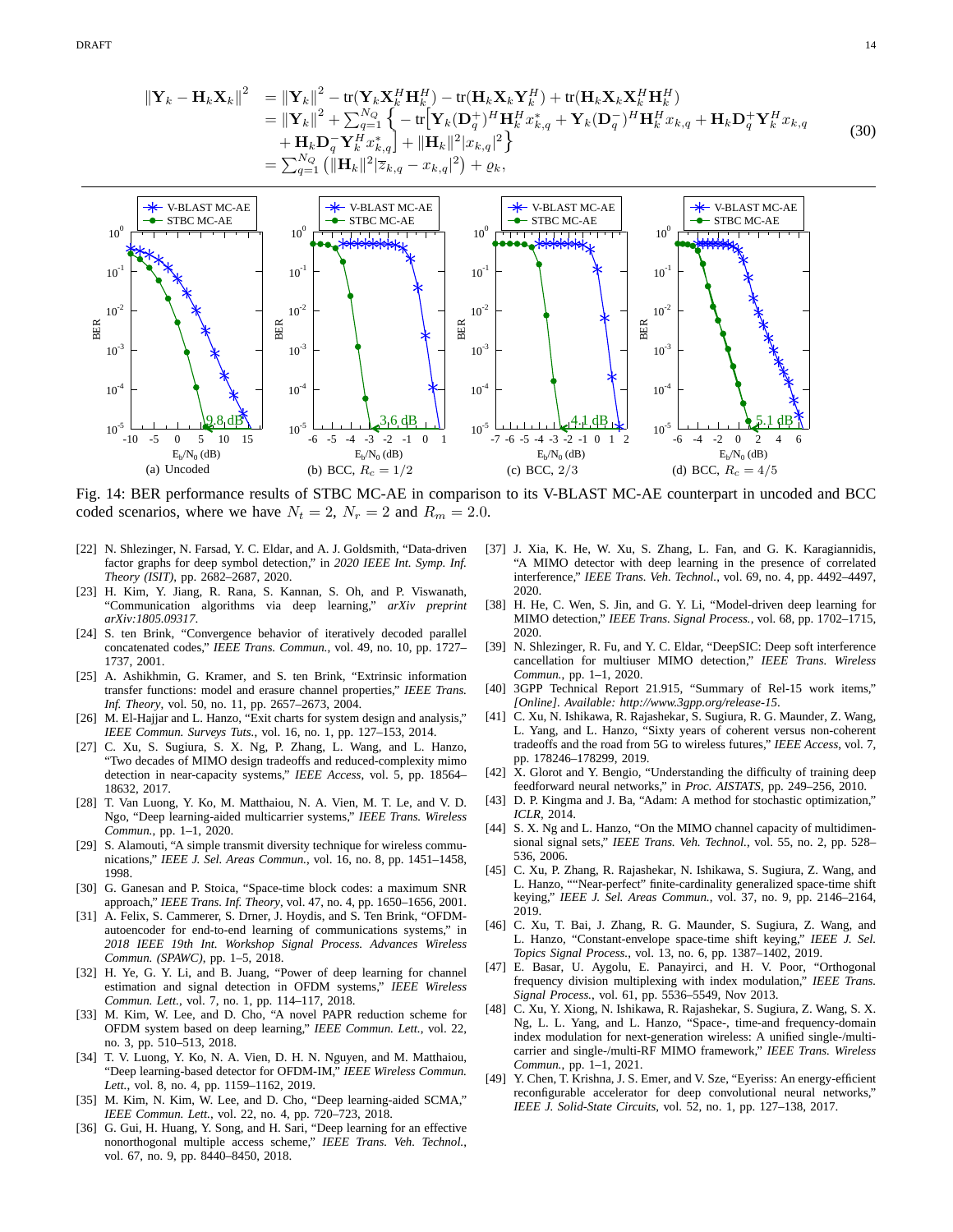$$
\begin{aligned}
\|\mathbf{Y}_k - \mathbf{H}_k\mathbf{X}_k\|^2 &= \|\mathbf{Y}_k\|^2 - \mathrm{tr}(\mathbf{Y}_k\mathbf{X}_k^H\mathbf{H}_k^H) - \mathrm{tr}(\mathbf{H}_k\mathbf{X}_k\mathbf{Y}_k^H) + \mathrm{tr}(\mathbf{H}_k\mathbf{X}_k\mathbf{X}_k^H\mathbf{H}_k^H) \\
&= \|\mathbf{Y}_k\|^2 + \sum_{q=1}^{N_Q}\Big\{ - \mathrm{tr}\Big[\mathbf{Y}_k(\mathbf{D}_q^+)^H\mathbf{H}_k^H x_{k,q}^* + \mathbf{Y}_k(\mathbf{D}_q^-)^H\mathbf{H}_k^H x_{k,q} + \mathbf{H}_k\mathbf{D}_q^+\mathbf{Y}_k^H x_{k,q} \\
&\quad + \mathbf{H}_k\mathbf{D}_q^-\mathbf{Y}_k^H x_{k,q}^*\Big] + \|\mathbf{H}_k\|^2|x_{k,q}|^2\Big\} \\
&= \sum_{q=1}^{N_Q}\left(\|\mathbf{H}_k\|^2|\overline{z}_{k,q} - x_{k,q}|^2\right) + \varrho_k,
\end{aligned}
\tag{30}
$$

V-BLAST MC-AE
STBC MC-AE

(a) Uncoded — BER vs. $E_b/N_0$ (dB); 9.8 dB
(b) BCC, $R_c = 1/2$ — 3.6 dB
(c) BCC, 2/3 — 4.1 dB
(d) BCC, $R_c = 4/5$ — 5.1 dB

Fig. 14: BER performance results of STBC MC-AE in comparison to its V-BLAST MC-AE counterpart in uncoded and BCC coded scenarios, where we have $N_t = 2$, $N_r = 2$ and $R_m = 2.0$.

[22] N. Shlezinger, N. Farsad, Y. C. Eldar, and A. J. Goldsmith, "Data-driven factor graphs for deep symbol detection," in *2020 IEEE Int. Symp. Inf. Theory (ISIT)*, pp. 2682–2687, 2020.

[23] H. Kim, Y. Jiang, R. Rana, S. Kannan, S. Oh, and P. Viswanath, "Communication algorithms via deep learning," *arXiv preprint arXiv:1805.09317*.

[24] S. ten Brink, "Convergence behavior of iteratively decoded parallel concatenated codes," *IEEE Trans. Commun.*, vol. 49, no. 10, pp. 1727–1737, 2001.

[25] A. Ashikhmin, G. Kramer, and S. ten Brink, "Extrinsic information transfer functions: model and erasure channel properties," *IEEE Trans. Inf. Theory*, vol. 50, no. 11, pp. 2657–2673, 2004.

[26] M. El-Hajjar and L. Hanzo, "Exit charts for system design and analysis," *IEEE Commun. Surveys Tuts.*, vol. 16, no. 1, pp. 127–153, 2014.

[27] C. Xu, S. Sugiura, S. X. Ng, P. Zhang, L. Wang, and L. Hanzo, "Two decades of MIMO design tradeoffs and reduced-complexity mimo detection in near-capacity systems," *IEEE Access*, vol. 5, pp. 18564–18632, 2017.

[28] T. Van Luong, Y. Ko, M. Matthaiou, N. A. Vien, M. T. Le, and V. D. Ngo, "Deep learning-aided multicarrier systems," *IEEE Trans. Wireless Commun.*, pp. 1–1, 2020.

[29] S. Alamouti, "A simple transmit diversity technique for wireless communications," *IEEE J. Sel. Areas Commun.*, vol. 16, no. 8, pp. 1451–1458, 1998.

[30] G. Ganesan and P. Stoica, "Space-time block codes: a maximum SNR approach," *IEEE Trans. Inf. Theory*, vol. 47, no. 4, pp. 1650–1656, 2001.

[31] A. Felix, S. Cammerer, S. Drner, J. Hoydis, and S. Ten Brink, "OFDM-autoencoder for end-to-end learning of communications systems," in *2018 IEEE 19th Int. Workshop Signal Process. Advances Wireless Commun. (SPAWC)*, pp. 1–5, 2018.

[32] H. Ye, G. Y. Li, and B. Juang, "Power of deep learning for channel estimation and signal detection in OFDM systems," *IEEE Wireless Commun. Lett.*, vol. 7, no. 1, pp. 114–117, 2018.

[33] M. Kim, W. Lee, and D. Cho, "A novel PAPR reduction scheme for OFDM system based on deep learning," *IEEE Commun. Lett.*, vol. 22, no. 3, pp. 510–513, 2018.

[34] T. V. Luong, Y. Ko, N. A. Vien, D. H. N. Nguyen, and M. Matthaiou, "Deep learning-based detector for OFDM-IM," *IEEE Wireless Commun. Lett.*, vol. 8, no. 4, pp. 1159–1162, 2019.

[35] M. Kim, N. Kim, W. Lee, and D. Cho, "Deep learning-aided SCMA," *IEEE Commun. Lett.*, vol. 22, no. 4, pp. 720–723, 2018.

[36] G. Gui, H. Huang, Y. Song, and H. Sari, "Deep learning for an effective nonorthogonal multiple access scheme," *IEEE Trans. Veh. Technol.*, vol. 67, no. 9, pp. 8440–8450, 2018.

[37] J. Xia, K. He, W. Xu, S. Zhang, L. Fan, and G. K. Karagiannidis, "A MIMO detector with deep learning in the presence of correlated interference," *IEEE Trans. Veh. Technol.*, vol. 69, no. 4, pp. 4492–4497, 2020.

[38] H. He, C. Wen, S. Jin, and G. Y. Li, "Model-driven deep learning for MIMO detection," *IEEE Trans. Signal Process.*, vol. 68, pp. 1702–1715, 2020.

[39] N. Shlezinger, R. Fu, and Y. C. Eldar, "DeepSIC: Deep soft interference cancellation for multiuser MIMO detection," *IEEE Trans. Wireless Commun.*, pp. 1–1, 2020.

[40] 3GPP Technical Report 21.915, "Summary of Rel-15 work items," *[Online]. Available: http://www.3gpp.org/release-15*.

[41] C. Xu, N. Ishikawa, R. Rajashekar, S. Sugiura, R. G. Maunder, Z. Wang, L. Yang, and L. Hanzo, "Sixty years of coherent versus non-coherent tradeoffs and the road from 5G to wireless futures," *IEEE Access*, vol. 7, pp. 178246–178299, 2019.

[42] X. Glorot and Y. Bengio, "Understanding the difficulty of training deep feedforward neural networks," in *Proc. AISTATS*, pp. 249–256, 2010.

[43] D. P. Kingma and J. Ba, "Adam: A method for stochastic optimization," *ICLR*, 2014.

[44] S. X. Ng and L. Hanzo, "On the MIMO channel capacity of multidimensional signal sets," *IEEE Trans. Veh. Technol.*, vol. 55, no. 2, pp. 528–536, 2006.

[45] C. Xu, P. Zhang, R. Rajashekar, N. Ishikawa, S. Sugiura, Z. Wang, and L. Hanzo, ""Near-perfect" finite-cardinality generalized space-time shift keying," *IEEE J. Sel. Areas Commun.*, vol. 37, no. 9, pp. 2146–2164, 2019.

[46] C. Xu, T. Bai, J. Zhang, R. G. Maunder, S. Sugiura, Z. Wang, and L. Hanzo, "Constant-envelope space-time shift keying," *IEEE J. Sel. Topics Signal Process.*, vol. 13, no. 6, pp. 1387–1402, 2019.

[47] E. Basar, U. Aygolu, E. Panayirci, and H. V. Poor, "Orthogonal frequency division multiplexing with index modulation," *IEEE Trans. Signal Process.*, vol. 61, pp. 5536–5549, Nov 2013.

[48] C. Xu, Y. Xiong, N. Ishikawa, R. Rajashekar, S. Sugiura, Z. Wang, S. X. Ng, L. L. Yang, and L. Hanzo, "Space-, time-and frequency-domain index modulation for next-generation wireless: A unified single-/multi-carrier and single-/multi-RF MIMO framework," *IEEE Trans. Wireless Commun.*, pp. 1–1, 2021.

[49] Y. Chen, T. Krishna, J. S. Emer, and V. Sze, "Eyeriss: An energy-efficient reconfigurable accelerator for deep convolutional neural networks," *IEEE J. Solid-State Circuits*, vol. 52, no. 1, pp. 127–138, 2017.